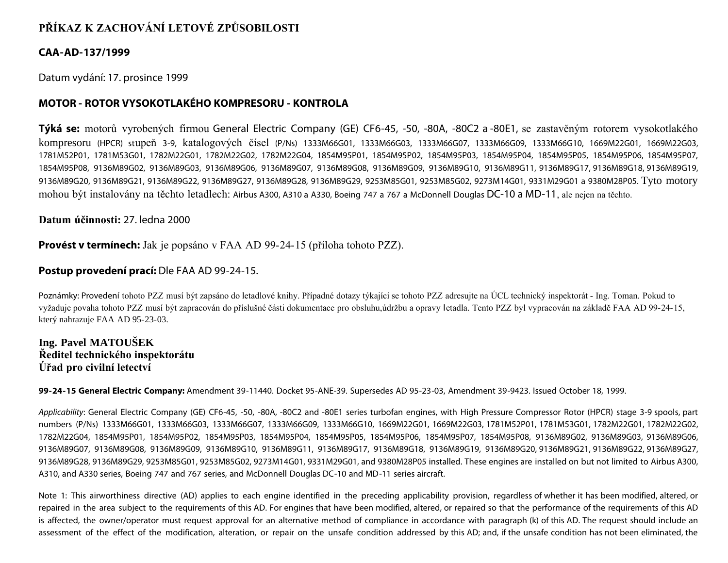# PŘÍKAZ K ZACHOVÁNÍ LETOVÉ ZPŮSOBILOSTI

## CAA-AD-137/1999

Datum vydání: 17. prosince 1999

## MOTOR - ROTOR VYSOKOTLAKÉHO KOMPRESORU - KONTROLA

**Týká se:** motorů vyrobených firmou General Electric Company (GE) CF6-45, -50, -80A, -80C2 a -80E1, se zastavěným rotorem vysokotlakého kompresoru (HPCR) stupeň 3-9, katalogových čísel (P/Ns) 1333M66G01, 1333M66G03, 1333M66G07, 1333M66G09, 1333M66G10, 1669M22G01, 1669M22G03, 1781M52P01, 1781M53G01, 1782M22G01, 1782M22G02, 1782M22G04, 1854M95P01, 1854M95P02, 1854M95P03, 1854M95P04, 1854M95P05, 1854M95P06, 1854M95P07, 1854M95P08, 9136M89G02, 9136M89G03, 9136M89G06, 9136M89G07, 9136M89G08, 9136M89G09, 9136M89G10, 9136M89G11, 9136M89G17, 9136M89G18, 9136M89G19, 9136M89G20, 9136M89G21, 9136M89G22, 9136M89G27, 9136M89G28, 9136M89G29, 9253M85G01, 9253M85G02, 9273M14G01, 9331M29G01 a 9380M28P05. Tyto motory mohou být instalovány na těchto letadlech: Airbus A300, A310 a A330, Boeing 747 a 767 a McDonnell Douglas DC-10 a MD-11, ale nejen na těchto.

**Datum účinnosti:** 27. ledna 2000

**Provést v termínech:** Jak je popsáno v FAA AD 99-24-15 (příloha tohoto PZZ).

**Postup provedení prací:** Dle FAA AD 99-24-15.

Poznámky: Provedení tohoto PZZ musí být zapsáno do letadlové knihy. Případné dotazy týkající se tohoto PZZ adresujte na ÚCL technický inspektorát - Ing. Toman. Pokud to vyžaduje povaha tohoto PZZ musí být zapracován do příslušné části dokumentace pro obsluhu,údržbu a opravy letadla. Tento PZZ byl vypracován na základě FAA AD 99-24-15, který nahrazuje FAA AD 95-23-03.

**Ing. Pavel MATOUŠEK**
**Ředitel technického inspektorátu**
**Úřad pro civilní letectví**

**99-24-15 General Electric Company:** Amendment 39-11440. Docket 95-ANE-39. Supersedes AD 95-23-03, Amendment 39-9423. Issued October 18, 1999.

*Applicability*: General Electric Company (GE) CF6-45, -50, -80A, -80C2 and -80E1 series turbofan engines, with High Pressure Compressor Rotor (HPCR) stage 3-9 spools, part numbers (P/Ns) 1333M66G01, 1333M66G03, 1333M66G07, 1333M66G09, 1333M66G10, 1669M22G01, 1669M22G03, 1781M52P01, 1781M53G01, 1782M22G01, 1782M22G02, 1782M22G04, 1854M95P01, 1854M95P02, 1854M95P03, 1854M95P04, 1854M95P05, 1854M95P06, 1854M95P07, 1854M95P08, 9136M89G02, 9136M89G03, 9136M89G06, 9136M89G07, 9136M89G08, 9136M89G09, 9136M89G10, 9136M89G11, 9136M89G17, 9136M89G18, 9136M89G19, 9136M89G20, 9136M89G21, 9136M89G22, 9136M89G27, 9136M89G28, 9136M89G29, 9253M85G01, 9253M85G02, 9273M14G01, 9331M29G01, and 9380M28P05 installed. These engines are installed on but not limited to Airbus A300, A310, and A330 series, Boeing 747 and 767 series, and McDonnell Douglas DC-10 and MD-11 series aircraft.

Note 1: This airworthiness directive (AD) applies to each engine identified in the preceding applicability provision, regardless of whether it has been modified, altered, or repaired in the area subject to the requirements of this AD. For engines that have been modified, altered, or repaired so that the performance of the requirements of this AD is affected, the owner/operator must request approval for an alternative method of compliance in accordance with paragraph (k) of this AD. The request should include an assessment of the effect of the modification, alteration, or repair on the unsafe condition addressed by this AD; and, if the unsafe condition has not been eliminated, the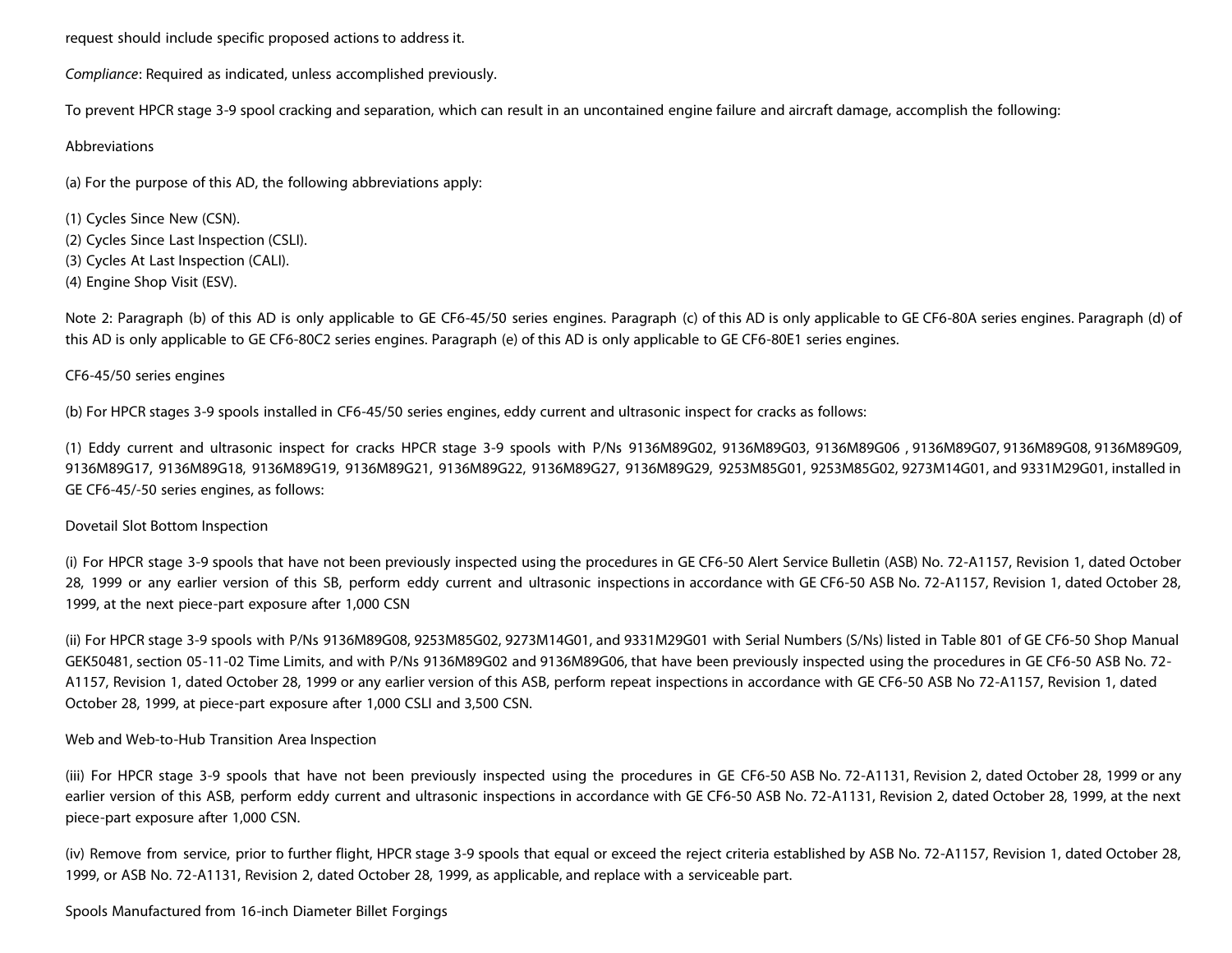request should include specific proposed actions to address it.

*Compliance*: Required as indicated, unless accomplished previously.

To prevent HPCR stage 3-9 spool cracking and separation, which can result in an uncontained engine failure and aircraft damage, accomplish the following:

Abbreviations

(a) For the purpose of this AD, the following abbreviations apply:

(1) Cycles Since New (CSN).
(2) Cycles Since Last Inspection (CSLI).
(3) Cycles At Last Inspection (CALI).
(4) Engine Shop Visit (ESV).

Note 2: Paragraph (b) of this AD is only applicable to GE CF6-45/50 series engines. Paragraph (c) of this AD is only applicable to GE CF6-80A series engines. Paragraph (d) of this AD is only applicable to GE CF6-80C2 series engines. Paragraph (e) of this AD is only applicable to GE CF6-80E1 series engines.

CF6-45/50 series engines

(b) For HPCR stages 3-9 spools installed in CF6-45/50 series engines, eddy current and ultrasonic inspect for cracks as follows:

(1) Eddy current and ultrasonic inspect for cracks HPCR stage 3-9 spools with P/Ns 9136M89G02, 9136M89G03, 9136M89G06 , 9136M89G07, 9136M89G08, 9136M89G09, 9136M89G17, 9136M89G18, 9136M89G19, 9136M89G21, 9136M89G22, 9136M89G27, 9136M89G29, 9253M85G01, 9253M85G02, 9273M14G01, and 9331M29G01, installed in GE CF6-45/-50 series engines, as follows:

Dovetail Slot Bottom Inspection

(i) For HPCR stage 3-9 spools that have not been previously inspected using the procedures in GE CF6-50 Alert Service Bulletin (ASB) No. 72-A1157, Revision 1, dated October 28, 1999 or any earlier version of this SB, perform eddy current and ultrasonic inspections in accordance with GE CF6-50 ASB No. 72-A1157, Revision 1, dated October 28, 1999, at the next piece-part exposure after 1,000 CSN

(ii) For HPCR stage 3-9 spools with P/Ns 9136M89G08, 9253M85G02, 9273M14G01, and 9331M29G01 with Serial Numbers (S/Ns) listed in Table 801 of GE CF6-50 Shop Manual GEK50481, section 05-11-02 Time Limits, and with P/Ns 9136M89G02 and 9136M89G06, that have been previously inspected using the procedures in GE CF6-50 ASB No. 72-A1157, Revision 1, dated October 28, 1999 or any earlier version of this ASB, perform repeat inspections in accordance with GE CF6-50 ASB No 72-A1157, Revision 1, dated October 28, 1999, at piece-part exposure after 1,000 CSLI and 3,500 CSN.

Web and Web-to-Hub Transition Area Inspection

(iii) For HPCR stage 3-9 spools that have not been previously inspected using the procedures in GE CF6-50 ASB No. 72-A1131, Revision 2, dated October 28, 1999 or any earlier version of this ASB, perform eddy current and ultrasonic inspections in accordance with GE CF6-50 ASB No. 72-A1131, Revision 2, dated October 28, 1999, at the next piece-part exposure after 1,000 CSN.

(iv) Remove from service, prior to further flight, HPCR stage 3-9 spools that equal or exceed the reject criteria established by ASB No. 72-A1157, Revision 1, dated October 28, 1999, or ASB No. 72-A1131, Revision 2, dated October 28, 1999, as applicable, and replace with a serviceable part.

Spools Manufactured from 16-inch Diameter Billet Forgings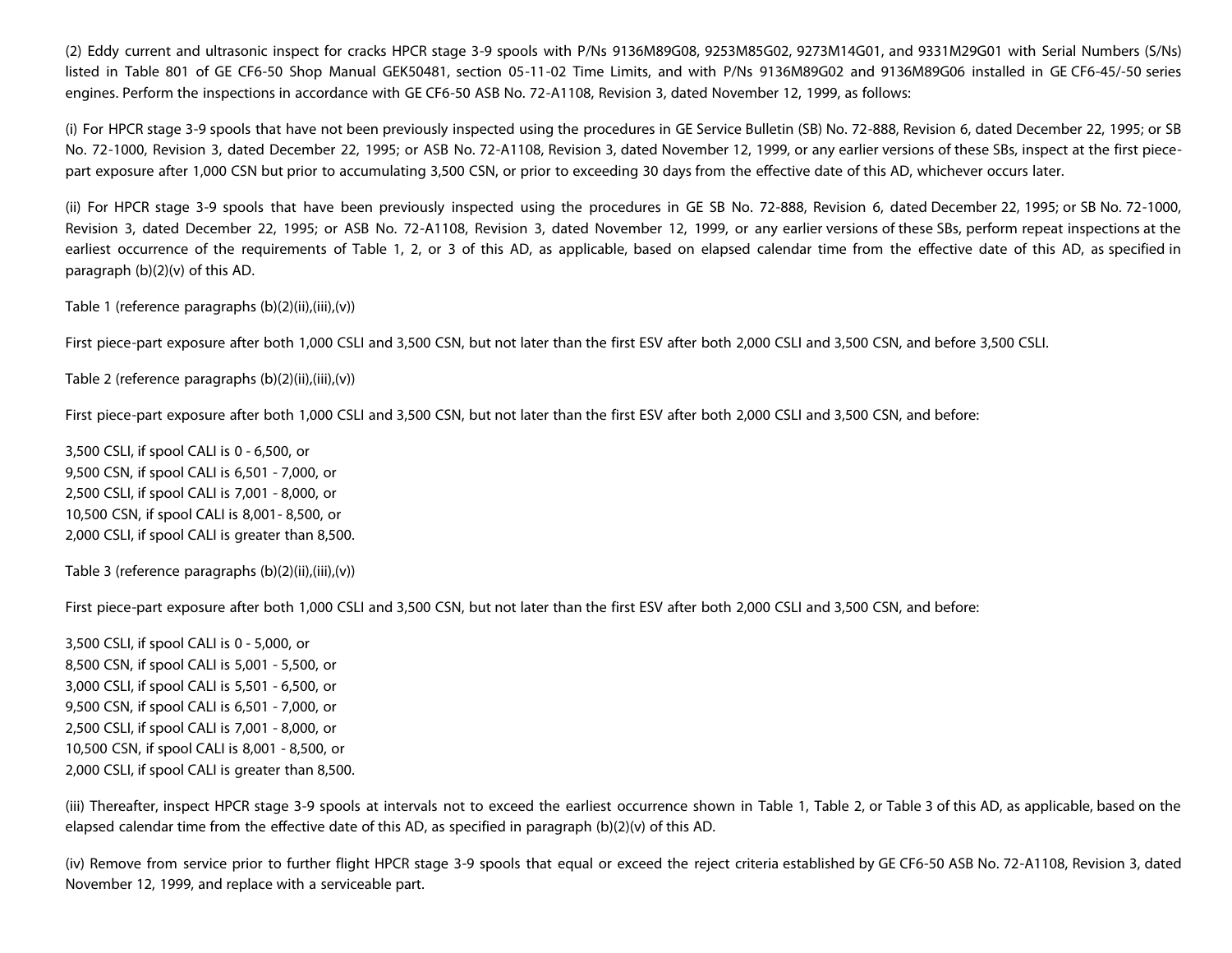(2) Eddy current and ultrasonic inspect for cracks HPCR stage 3-9 spools with P/Ns 9136M89G08, 9253M85G02, 9273M14G01, and 9331M29G01 with Serial Numbers (S/Ns) listed in Table 801 of GE CF6-50 Shop Manual GEK50481, section 05-11-02 Time Limits, and with P/Ns 9136M89G02 and 9136M89G06 installed in GE CF6-45/-50 series engines. Perform the inspections in accordance with GE CF6-50 ASB No. 72-A1108, Revision 3, dated November 12, 1999, as follows:

(i) For HPCR stage 3-9 spools that have not been previously inspected using the procedures in GE Service Bulletin (SB) No. 72-888, Revision 6, dated December 22, 1995; or SB No. 72-1000, Revision 3, dated December 22, 1995; or ASB No. 72-A1108, Revision 3, dated November 12, 1999, or any earlier versions of these SBs, inspect at the first piece-part exposure after 1,000 CSN but prior to accumulating 3,500 CSN, or prior to exceeding 30 days from the effective date of this AD, whichever occurs later.

(ii) For HPCR stage 3-9 spools that have been previously inspected using the procedures in GE SB No. 72-888, Revision 6, dated December 22, 1995; or SB No. 72-1000, Revision 3, dated December 22, 1995; or ASB No. 72-A1108, Revision 3, dated November 12, 1999, or any earlier versions of these SBs, perform repeat inspections at the earliest occurrence of the requirements of Table 1, 2, or 3 of this AD, as applicable, based on elapsed calendar time from the effective date of this AD, as specified in paragraph (b)(2)(v) of this AD.

Table 1 (reference paragraphs (b)(2)(ii),(iii),(v))

First piece-part exposure after both 1,000 CSLI and 3,500 CSN, but not later than the first ESV after both 2,000 CSLI and 3,500 CSN, and before 3,500 CSLI.

Table 2 (reference paragraphs (b)(2)(ii),(iii),(v))

First piece-part exposure after both 1,000 CSLI and 3,500 CSN, but not later than the first ESV after both 2,000 CSLI and 3,500 CSN, and before:

3,500 CSLI, if spool CALI is 0 - 6,500, or
9,500 CSN, if spool CALI is 6,501 - 7,000, or
2,500 CSLI, if spool CALI is 7,001 - 8,000, or
10,500 CSN, if spool CALI is 8,001- 8,500, or
2,000 CSLI, if spool CALI is greater than 8,500.

Table 3 (reference paragraphs (b)(2)(ii),(iii),(v))

First piece-part exposure after both 1,000 CSLI and 3,500 CSN, but not later than the first ESV after both 2,000 CSLI and 3,500 CSN, and before:

3,500 CSLI, if spool CALI is 0 - 5,000, or
8,500 CSN, if spool CALI is 5,001 - 5,500, or
3,000 CSLI, if spool CALI is 5,501 - 6,500, or
9,500 CSN, if spool CALI is 6,501 - 7,000, or
2,500 CSLI, if spool CALI is 7,001 - 8,000, or
10,500 CSN, if spool CALI is 8,001 - 8,500, or
2,000 CSLI, if spool CALI is greater than 8,500.

(iii) Thereafter, inspect HPCR stage 3-9 spools at intervals not to exceed the earliest occurrence shown in Table 1, Table 2, or Table 3 of this AD, as applicable, based on the elapsed calendar time from the effective date of this AD, as specified in paragraph (b)(2)(v) of this AD.

(iv) Remove from service prior to further flight HPCR stage 3-9 spools that equal or exceed the reject criteria established by GE CF6-50 ASB No. 72-A1108, Revision 3, dated November 12, 1999, and replace with a serviceable part.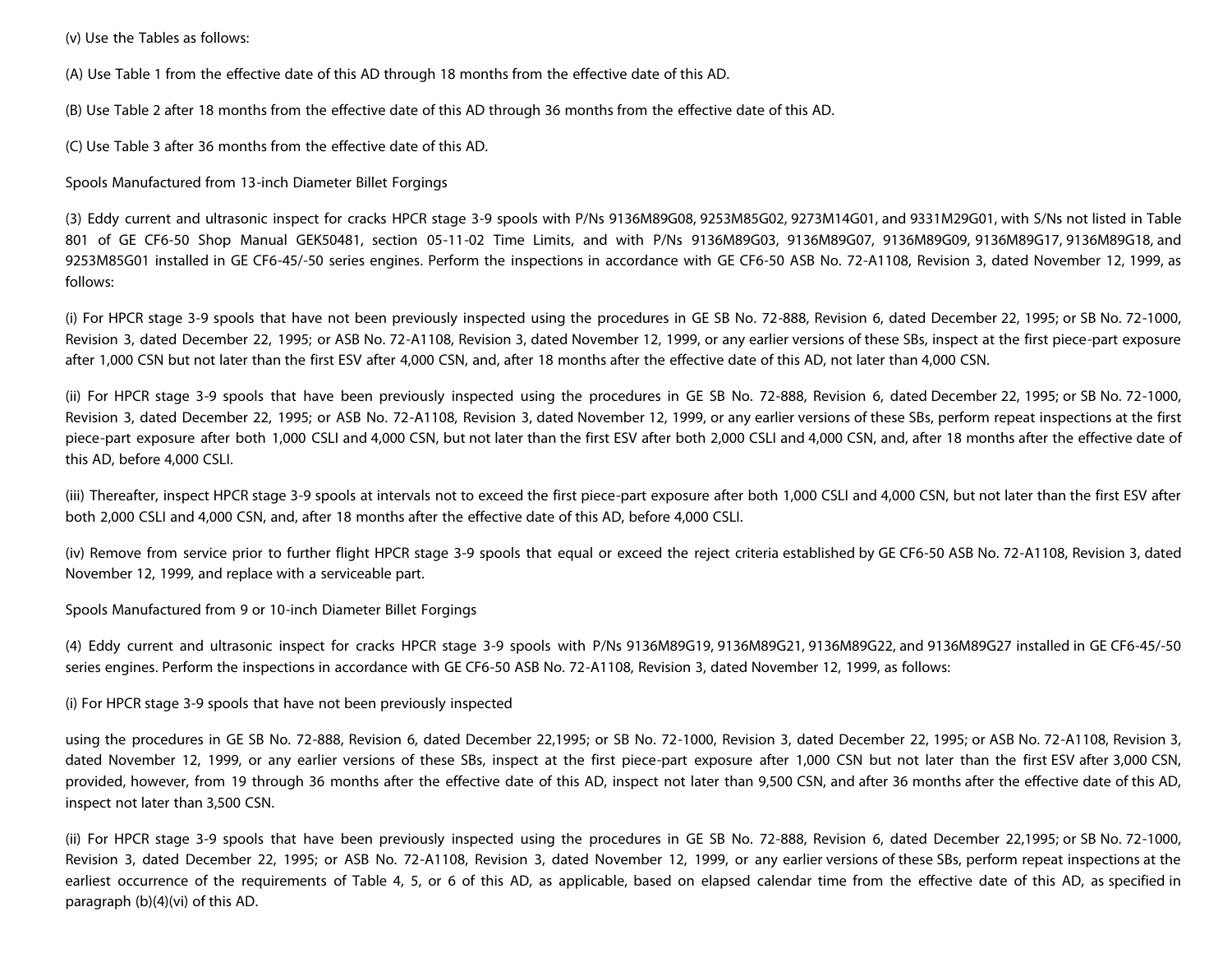(v) Use the Tables as follows:

(A) Use Table 1 from the effective date of this AD through 18 months from the effective date of this AD.

(B) Use Table 2 after 18 months from the effective date of this AD through 36 months from the effective date of this AD.

(C) Use Table 3 after 36 months from the effective date of this AD.

Spools Manufactured from 13-inch Diameter Billet Forgings

(3) Eddy current and ultrasonic inspect for cracks HPCR stage 3-9 spools with P/Ns 9136M89G08, 9253M85G02, 9273M14G01, and 9331M29G01, with S/Ns not listed in Table 801 of GE CF6-50 Shop Manual GEK50481, section 05-11-02 Time Limits, and with P/Ns 9136M89G03, 9136M89G07, 9136M89G09, 9136M89G17, 9136M89G18, and 9253M85G01 installed in GE CF6-45/-50 series engines. Perform the inspections in accordance with GE CF6-50 ASB No. 72-A1108, Revision 3, dated November 12, 1999, as follows:

(i) For HPCR stage 3-9 spools that have not been previously inspected using the procedures in GE SB No. 72-888, Revision 6, dated December 22, 1995; or SB No. 72-1000, Revision 3, dated December 22, 1995; or ASB No. 72-A1108, Revision 3, dated November 12, 1999, or any earlier versions of these SBs, inspect at the first piece-part exposure after 1,000 CSN but not later than the first ESV after 4,000 CSN, and, after 18 months after the effective date of this AD, not later than 4,000 CSN.

(ii) For HPCR stage 3-9 spools that have been previously inspected using the procedures in GE SB No. 72-888, Revision 6, dated December 22, 1995; or SB No. 72-1000, Revision 3, dated December 22, 1995; or ASB No. 72-A1108, Revision 3, dated November 12, 1999, or any earlier versions of these SBs, perform repeat inspections at the first piece-part exposure after both 1,000 CSLI and 4,000 CSN, but not later than the first ESV after both 2,000 CSLI and 4,000 CSN, and, after 18 months after the effective date of this AD, before 4,000 CSLI.

(iii) Thereafter, inspect HPCR stage 3-9 spools at intervals not to exceed the first piece-part exposure after both 1,000 CSLI and 4,000 CSN, but not later than the first ESV after both 2,000 CSLI and 4,000 CSN, and, after 18 months after the effective date of this AD, before 4,000 CSLI.

(iv) Remove from service prior to further flight HPCR stage 3-9 spools that equal or exceed the reject criteria established by GE CF6-50 ASB No. 72-A1108, Revision 3, dated November 12, 1999, and replace with a serviceable part.

Spools Manufactured from 9 or 10-inch Diameter Billet Forgings

(4) Eddy current and ultrasonic inspect for cracks HPCR stage 3-9 spools with P/Ns 9136M89G19, 9136M89G21, 9136M89G22, and 9136M89G27 installed in GE CF6-45/-50 series engines. Perform the inspections in accordance with GE CF6-50 ASB No. 72-A1108, Revision 3, dated November 12, 1999, as follows:

(i) For HPCR stage 3-9 spools that have not been previously inspected using the procedures in GE SB No. 72-888, Revision 6, dated December 22,1995; or SB No. 72-1000, Revision 3, dated December 22, 1995; or ASB No. 72-A1108, Revision 3, dated November 12, 1999, or any earlier versions of these SBs, inspect at the first piece-part exposure after 1,000 CSN but not later than the first ESV after 3,000 CSN, provided, however, from 19 through 36 months after the effective date of this AD, inspect not later than 9,500 CSN, and after 36 months after the effective date of this AD, inspect not later than 3,500 CSN.

(ii) For HPCR stage 3-9 spools that have been previously inspected using the procedures in GE SB No. 72-888, Revision 6, dated December 22,1995; or SB No. 72-1000, Revision 3, dated December 22, 1995; or ASB No. 72-A1108, Revision 3, dated November 12, 1999, or any earlier versions of these SBs, perform repeat inspections at the earliest occurrence of the requirements of Table 4, 5, or 6 of this AD, as applicable, based on elapsed calendar time from the effective date of this AD, as specified in paragraph (b)(4)(vi) of this AD.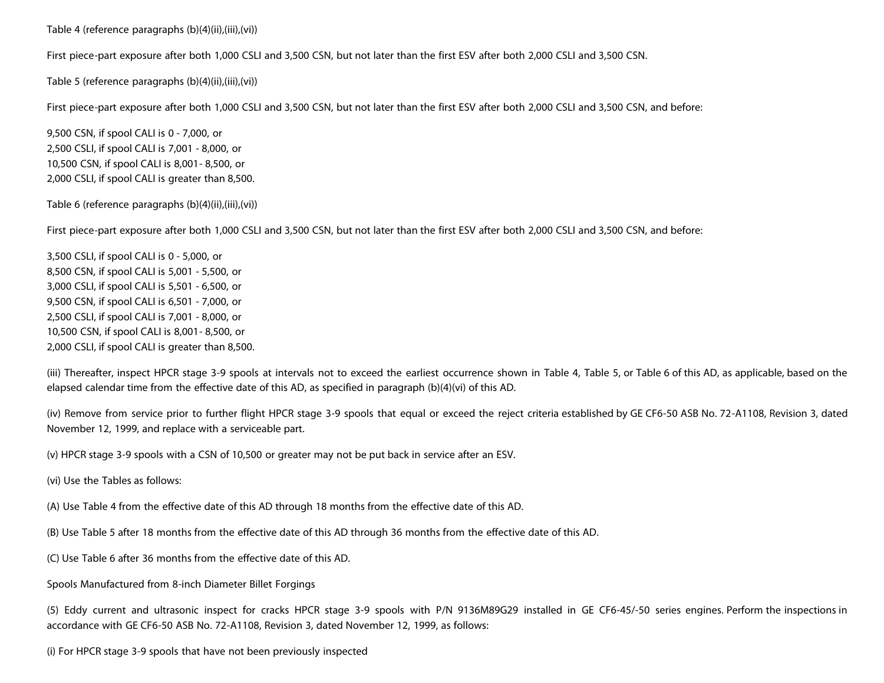Table 4 (reference paragraphs (b)(4)(ii),(iii),(vi))

First piece-part exposure after both 1,000 CSLI and 3,500 CSN, but not later than the first ESV after both 2,000 CSLI and 3,500 CSN.

Table 5 (reference paragraphs (b)(4)(ii),(iii),(vi))

First piece-part exposure after both 1,000 CSLI and 3,500 CSN, but not later than the first ESV after both 2,000 CSLI and 3,500 CSN, and before:

9,500 CSN, if spool CALI is 0 - 7,000, or
2,500 CSLI, if spool CALI is 7,001 - 8,000, or
10,500 CSN, if spool CALI is 8,001- 8,500, or
2,000 CSLI, if spool CALI is greater than 8,500.

Table 6 (reference paragraphs (b)(4)(ii),(iii),(vi))

First piece-part exposure after both 1,000 CSLI and 3,500 CSN, but not later than the first ESV after both 2,000 CSLI and 3,500 CSN, and before:

3,500 CSLI, if spool CALI is 0 - 5,000, or
8,500 CSN, if spool CALI is 5,001 - 5,500, or
3,000 CSLI, if spool CALI is 5,501 - 6,500, or
9,500 CSN, if spool CALI is 6,501 - 7,000, or
2,500 CSLI, if spool CALI is 7,001 - 8,000, or
10,500 CSN, if spool CALI is 8,001- 8,500, or
2,000 CSLI, if spool CALI is greater than 8,500.

(iii) Thereafter, inspect HPCR stage 3-9 spools at intervals not to exceed the earliest occurrence shown in Table 4, Table 5, or Table 6 of this AD, as applicable, based on the elapsed calendar time from the effective date of this AD, as specified in paragraph (b)(4)(vi) of this AD.

(iv) Remove from service prior to further flight HPCR stage 3-9 spools that equal or exceed the reject criteria established by GE CF6-50 ASB No. 72-A1108, Revision 3, dated November 12, 1999, and replace with a serviceable part.

(v) HPCR stage 3-9 spools with a CSN of 10,500 or greater may not be put back in service after an ESV.

(vi) Use the Tables as follows:

(A) Use Table 4 from the effective date of this AD through 18 months from the effective date of this AD.

(B) Use Table 5 after 18 months from the effective date of this AD through 36 months from the effective date of this AD.

(C) Use Table 6 after 36 months from the effective date of this AD.

Spools Manufactured from 8-inch Diameter Billet Forgings

(5) Eddy current and ultrasonic inspect for cracks HPCR stage 3-9 spools with P/N 9136M89G29 installed in GE CF6-45/-50 series engines. Perform the inspections in accordance with GE CF6-50 ASB No. 72-A1108, Revision 3, dated November 12, 1999, as follows:

(i) For HPCR stage 3-9 spools that have not been previously inspected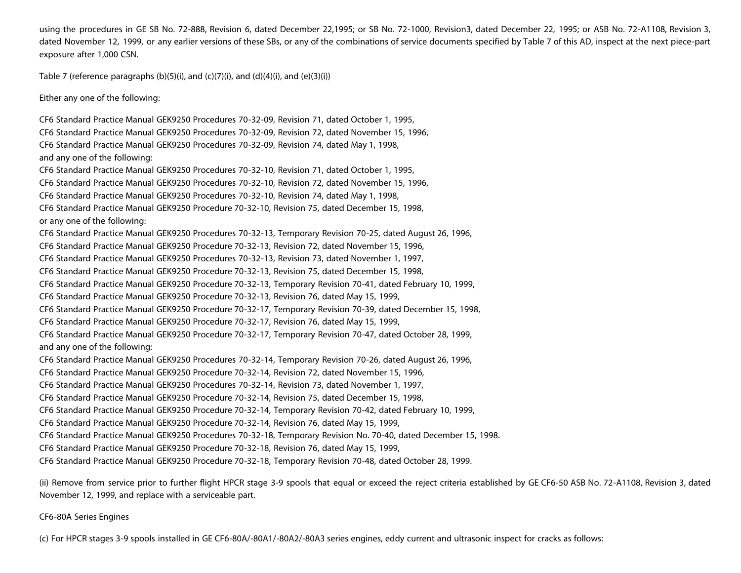using the procedures in GE SB No. 72-888, Revision 6, dated December 22,1995; or SB No. 72-1000, Revision3, dated December 22, 1995; or ASB No. 72-A1108, Revision 3, dated November 12, 1999, or any earlier versions of these SBs, or any of the combinations of service documents specified by Table 7 of this AD, inspect at the next piece-part exposure after 1,000 CSN.

Table 7 (reference paragraphs (b)(5)(i), and (c)(7)(i), and (d)(4)(i), and (e)(3)(i))

Either any one of the following:

CF6 Standard Practice Manual GEK9250 Procedures 70-32-09, Revision 71, dated October 1, 1995,
CF6 Standard Practice Manual GEK9250 Procedures 70-32-09, Revision 72, dated November 15, 1996,
CF6 Standard Practice Manual GEK9250 Procedures 70-32-09, Revision 74, dated May 1, 1998,
and any one of the following:
CF6 Standard Practice Manual GEK9250 Procedures 70-32-10, Revision 71, dated October 1, 1995,
CF6 Standard Practice Manual GEK9250 Procedures 70-32-10, Revision 72, dated November 15, 1996,
CF6 Standard Practice Manual GEK9250 Procedures 70-32-10, Revision 74, dated May 1, 1998,
CF6 Standard Practice Manual GEK9250 Procedure 70-32-10, Revision 75, dated December 15, 1998,
or any one of the following:
CF6 Standard Practice Manual GEK9250 Procedures 70-32-13, Temporary Revision 70-25, dated August 26, 1996,
CF6 Standard Practice Manual GEK9250 Procedure 70-32-13, Revision 72, dated November 15, 1996,
CF6 Standard Practice Manual GEK9250 Procedures 70-32-13, Revision 73, dated November 1, 1997,
CF6 Standard Practice Manual GEK9250 Procedure 70-32-13, Revision 75, dated December 15, 1998,
CF6 Standard Practice Manual GEK9250 Procedure 70-32-13, Temporary Revision 70-41, dated February 10, 1999,
CF6 Standard Practice Manual GEK9250 Procedure 70-32-13, Revision 76, dated May 15, 1999,
CF6 Standard Practice Manual GEK9250 Procedure 70-32-17, Temporary Revision 70-39, dated December 15, 1998,
CF6 Standard Practice Manual GEK9250 Procedure 70-32-17, Revision 76, dated May 15, 1999,
CF6 Standard Practice Manual GEK9250 Procedure 70-32-17, Temporary Revision 70-47, dated October 28, 1999,
and any one of the following:
CF6 Standard Practice Manual GEK9250 Procedures 70-32-14, Temporary Revision 70-26, dated August 26, 1996,
CF6 Standard Practice Manual GEK9250 Procedure 70-32-14, Revision 72, dated November 15, 1996,
CF6 Standard Practice Manual GEK9250 Procedures 70-32-14, Revision 73, dated November 1, 1997,
CF6 Standard Practice Manual GEK9250 Procedure 70-32-14, Revision 75, dated December 15, 1998,
CF6 Standard Practice Manual GEK9250 Procedure 70-32-14, Temporary Revision 70-42, dated February 10, 1999,
CF6 Standard Practice Manual GEK9250 Procedure 70-32-14, Revision 76, dated May 15, 1999,
CF6 Standard Practice Manual GEK9250 Procedures 70-32-18, Temporary Revision No. 70-40, dated December 15, 1998.
CF6 Standard Practice Manual GEK9250 Procedure 70-32-18, Revision 76, dated May 15, 1999,
CF6 Standard Practice Manual GEK9250 Procedure 70-32-18, Temporary Revision 70-48, dated October 28, 1999.

(ii) Remove from service prior to further flight HPCR stage 3-9 spools that equal or exceed the reject criteria established by GE CF6-50 ASB No. 72-A1108, Revision 3, dated November 12, 1999, and replace with a serviceable part.

CF6-80A Series Engines

(c) For HPCR stages 3-9 spools installed in GE CF6-80A/-80A1/-80A2/-80A3 series engines, eddy current and ultrasonic inspect for cracks as follows: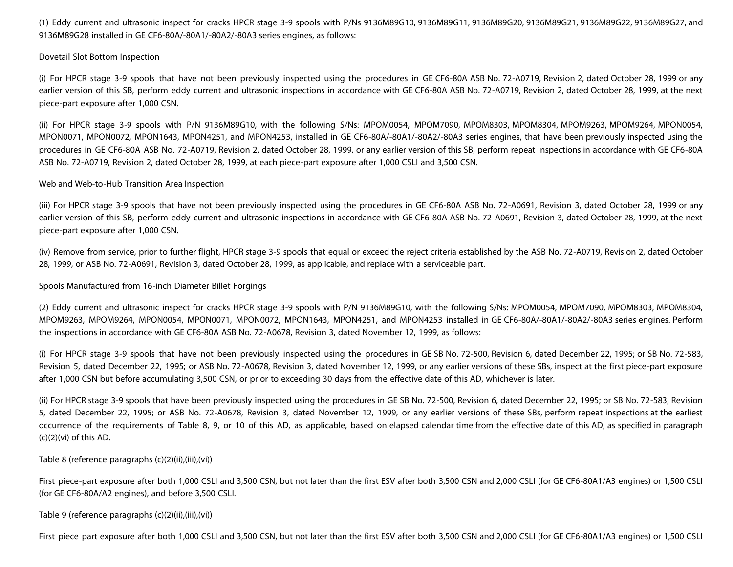(1) Eddy current and ultrasonic inspect for cracks HPCR stage 3-9 spools with P/Ns 9136M89G10, 9136M89G11, 9136M89G20, 9136M89G21, 9136M89G22, 9136M89G27, and 9136M89G28 installed in GE CF6-80A/-80A1/-80A2/-80A3 series engines, as follows:

Dovetail Slot Bottom Inspection

(i) For HPCR stage 3-9 spools that have not been previously inspected using the procedures in GE CF6-80A ASB No. 72-A0719, Revision 2, dated October 28, 1999 or any earlier version of this SB, perform eddy current and ultrasonic inspections in accordance with GE CF6-80A ASB No. 72-A0719, Revision 2, dated October 28, 1999, at the next piece-part exposure after 1,000 CSN.

(ii) For HPCR stage 3-9 spools with P/N 9136M89G10, with the following S/Ns: MPOM0054, MPOM7090, MPOM8303, MPOM8304, MPOM9263, MPOM9264, MPON0054, MPON0071, MPON0072, MPON1643, MPON4251, and MPON4253, installed in GE CF6-80A/-80A1/-80A2/-80A3 series engines, that have been previously inspected using the procedures in GE CF6-80A ASB No. 72-A0719, Revision 2, dated October 28, 1999, or any earlier version of this SB, perform repeat inspections in accordance with GE CF6-80A ASB No. 72-A0719, Revision 2, dated October 28, 1999, at each piece-part exposure after 1,000 CSLI and 3,500 CSN.

Web and Web-to-Hub Transition Area Inspection

(iii) For HPCR stage 3-9 spools that have not been previously inspected using the procedures in GE CF6-80A ASB No. 72-A0691, Revision 3, dated October 28, 1999 or any earlier version of this SB, perform eddy current and ultrasonic inspections in accordance with GE CF6-80A ASB No. 72-A0691, Revision 3, dated October 28, 1999, at the next piece-part exposure after 1,000 CSN.

(iv) Remove from service, prior to further flight, HPCR stage 3-9 spools that equal or exceed the reject criteria established by the ASB No. 72-A0719, Revision 2, dated October 28, 1999, or ASB No. 72-A0691, Revision 3, dated October 28, 1999, as applicable, and replace with a serviceable part.

Spools Manufactured from 16-inch Diameter Billet Forgings

(2) Eddy current and ultrasonic inspect for cracks HPCR stage 3-9 spools with P/N 9136M89G10, with the following S/Ns: MPOM0054, MPOM7090, MPOM8303, MPOM8304, MPOM9263, MPOM9264, MPON0054, MPON0071, MPON0072, MPON1643, MPON4251, and MPON4253 installed in GE CF6-80A/-80A1/-80A2/-80A3 series engines. Perform the inspections in accordance with GE CF6-80A ASB No. 72-A0678, Revision 3, dated November 12, 1999, as follows:

(i) For HPCR stage 3-9 spools that have not been previously inspected using the procedures in GE SB No. 72-500, Revision 6, dated December 22, 1995; or SB No. 72-583, Revision 5, dated December 22, 1995; or ASB No. 72-A0678, Revision 3, dated November 12, 1999, or any earlier versions of these SBs, inspect at the first piece-part exposure after 1,000 CSN but before accumulating 3,500 CSN, or prior to exceeding 30 days from the effective date of this AD, whichever is later.

(ii) For HPCR stage 3-9 spools that have been previously inspected using the procedures in GE SB No. 72-500, Revision 6, dated December 22, 1995; or SB No. 72-583, Revision 5, dated December 22, 1995; or ASB No. 72-A0678, Revision 3, dated November 12, 1999, or any earlier versions of these SBs, perform repeat inspections at the earliest occurrence of the requirements of Table 8, 9, or 10 of this AD, as applicable, based on elapsed calendar time from the effective date of this AD, as specified in paragraph (c)(2)(vi) of this AD.

Table 8 (reference paragraphs (c)(2)(ii),(iii),(vi))

First piece-part exposure after both 1,000 CSLI and 3,500 CSN, but not later than the first ESV after both 3,500 CSN and 2,000 CSLI (for GE CF6-80A1/A3 engines) or 1,500 CSLI (for GE CF6-80A/A2 engines), and before 3,500 CSLI.

Table 9 (reference paragraphs (c)(2)(ii),(iii),(vi))

First piece part exposure after both 1,000 CSLI and 3,500 CSN, but not later than the first ESV after both 3,500 CSN and 2,000 CSLI (for GE CF6-80A1/A3 engines) or 1,500 CSLI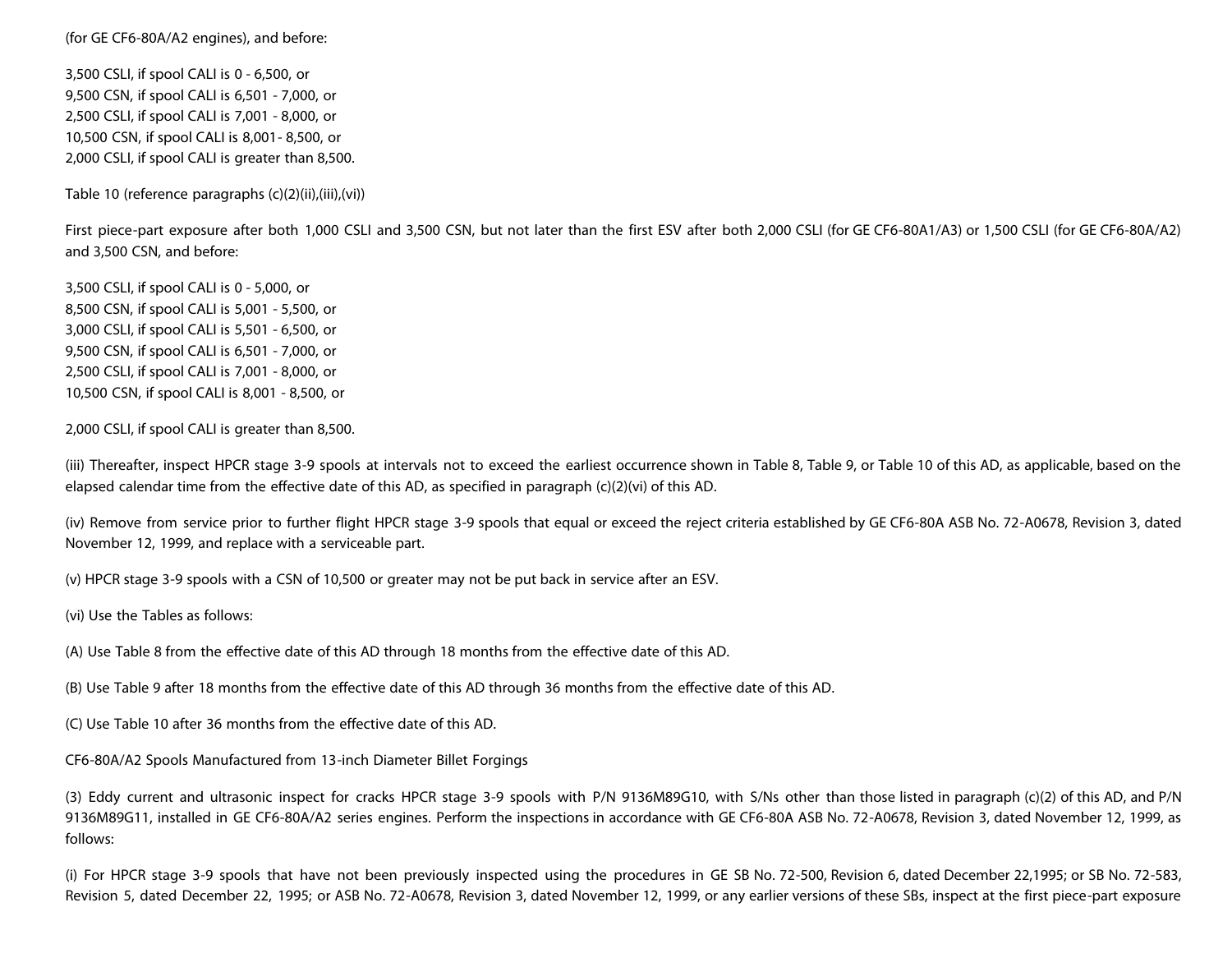(for GE CF6-80A/A2 engines), and before:

3,500 CSLI, if spool CALI is 0 - 6,500, or
9,500 CSN, if spool CALI is 6,501 - 7,000, or
2,500 CSLI, if spool CALI is 7,001 - 8,000, or
10,500 CSN, if spool CALI is 8,001- 8,500, or
2,000 CSLI, if spool CALI is greater than 8,500.

Table 10 (reference paragraphs (c)(2)(ii),(iii),(vi))

First piece-part exposure after both 1,000 CSLI and 3,500 CSN, but not later than the first ESV after both 2,000 CSLI (for GE CF6-80A1/A3) or 1,500 CSLI (for GE CF6-80A/A2) and 3,500 CSN, and before:

3,500 CSLI, if spool CALI is 0 - 5,000, or
8,500 CSN, if spool CALI is 5,001 - 5,500, or
3,000 CSLI, if spool CALI is 5,501 - 6,500, or
9,500 CSN, if spool CALI is 6,501 - 7,000, or
2,500 CSLI, if spool CALI is 7,001 - 8,000, or
10,500 CSN, if spool CALI is 8,001 - 8,500, or

2,000 CSLI, if spool CALI is greater than 8,500.

(iii) Thereafter, inspect HPCR stage 3-9 spools at intervals not to exceed the earliest occurrence shown in Table 8, Table 9, or Table 10 of this AD, as applicable, based on the elapsed calendar time from the effective date of this AD, as specified in paragraph (c)(2)(vi) of this AD.

(iv) Remove from service prior to further flight HPCR stage 3-9 spools that equal or exceed the reject criteria established by GE CF6-80A ASB No. 72-A0678, Revision 3, dated November 12, 1999, and replace with a serviceable part.

(v) HPCR stage 3-9 spools with a CSN of 10,500 or greater may not be put back in service after an ESV.

(vi) Use the Tables as follows:

(A) Use Table 8 from the effective date of this AD through 18 months from the effective date of this AD.

(B) Use Table 9 after 18 months from the effective date of this AD through 36 months from the effective date of this AD.

(C) Use Table 10 after 36 months from the effective date of this AD.

CF6-80A/A2 Spools Manufactured from 13-inch Diameter Billet Forgings

(3) Eddy current and ultrasonic inspect for cracks HPCR stage 3-9 spools with P/N 9136M89G10, with S/Ns other than those listed in paragraph (c)(2) of this AD, and P/N 9136M89G11, installed in GE CF6-80A/A2 series engines. Perform the inspections in accordance with GE CF6-80A ASB No. 72-A0678, Revision 3, dated November 12, 1999, as follows:

(i) For HPCR stage 3-9 spools that have not been previously inspected using the procedures in GE SB No. 72-500, Revision 6, dated December 22,1995; or SB No. 72-583, Revision 5, dated December 22, 1995; or ASB No. 72-A0678, Revision 3, dated November 12, 1999, or any earlier versions of these SBs, inspect at the first piece-part exposure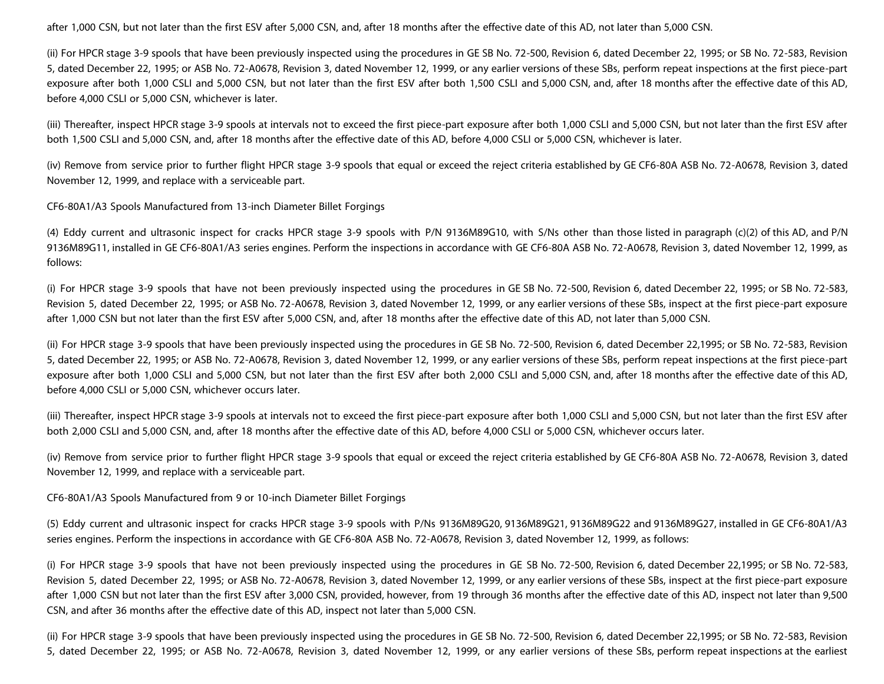after 1,000 CSN, but not later than the first ESV after 5,000 CSN, and, after 18 months after the effective date of this AD, not later than 5,000 CSN.

(ii) For HPCR stage 3-9 spools that have been previously inspected using the procedures in GE SB No. 72-500, Revision 6, dated December 22, 1995; or SB No. 72-583, Revision 5, dated December 22, 1995; or ASB No. 72-A0678, Revision 3, dated November 12, 1999, or any earlier versions of these SBs, perform repeat inspections at the first piece-part exposure after both 1,000 CSLI and 5,000 CSN, but not later than the first ESV after both 1,500 CSLI and 5,000 CSN, and, after 18 months after the effective date of this AD, before 4,000 CSLI or 5,000 CSN, whichever is later.

(iii) Thereafter, inspect HPCR stage 3-9 spools at intervals not to exceed the first piece-part exposure after both 1,000 CSLI and 5,000 CSN, but not later than the first ESV after both 1,500 CSLI and 5,000 CSN, and, after 18 months after the effective date of this AD, before 4,000 CSLI or 5,000 CSN, whichever is later.

(iv) Remove from service prior to further flight HPCR stage 3-9 spools that equal or exceed the reject criteria established by GE CF6-80A ASB No. 72-A0678, Revision 3, dated November 12, 1999, and replace with a serviceable part.

CF6-80A1/A3 Spools Manufactured from 13-inch Diameter Billet Forgings

(4) Eddy current and ultrasonic inspect for cracks HPCR stage 3-9 spools with P/N 9136M89G10, with S/Ns other than those listed in paragraph (c)(2) of this AD, and P/N 9136M89G11, installed in GE CF6-80A1/A3 series engines. Perform the inspections in accordance with GE CF6-80A ASB No. 72-A0678, Revision 3, dated November 12, 1999, as follows:

(i) For HPCR stage 3-9 spools that have not been previously inspected using the procedures in GE SB No. 72-500, Revision 6, dated December 22, 1995; or SB No. 72-583, Revision 5, dated December 22, 1995; or ASB No. 72-A0678, Revision 3, dated November 12, 1999, or any earlier versions of these SBs, inspect at the first piece-part exposure after 1,000 CSN but not later than the first ESV after 5,000 CSN, and, after 18 months after the effective date of this AD, not later than 5,000 CSN.

(ii) For HPCR stage 3-9 spools that have been previously inspected using the procedures in GE SB No. 72-500, Revision 6, dated December 22,1995; or SB No. 72-583, Revision 5, dated December 22, 1995; or ASB No. 72-A0678, Revision 3, dated November 12, 1999, or any earlier versions of these SBs, perform repeat inspections at the first piece-part exposure after both 1,000 CSLI and 5,000 CSN, but not later than the first ESV after both 2,000 CSLI and 5,000 CSN, and, after 18 months after the effective date of this AD, before 4,000 CSLI or 5,000 CSN, whichever occurs later.

(iii) Thereafter, inspect HPCR stage 3-9 spools at intervals not to exceed the first piece-part exposure after both 1,000 CSLI and 5,000 CSN, but not later than the first ESV after both 2,000 CSLI and 5,000 CSN, and, after 18 months after the effective date of this AD, before 4,000 CSLI or 5,000 CSN, whichever occurs later.

(iv) Remove from service prior to further flight HPCR stage 3-9 spools that equal or exceed the reject criteria established by GE CF6-80A ASB No. 72-A0678, Revision 3, dated November 12, 1999, and replace with a serviceable part.

CF6-80A1/A3 Spools Manufactured from 9 or 10-inch Diameter Billet Forgings

(5) Eddy current and ultrasonic inspect for cracks HPCR stage 3-9 spools with P/Ns 9136M89G20, 9136M89G21, 9136M89G22 and 9136M89G27, installed in GE CF6-80A1/A3 series engines. Perform the inspections in accordance with GE CF6-80A ASB No. 72-A0678, Revision 3, dated November 12, 1999, as follows:

(i) For HPCR stage 3-9 spools that have not been previously inspected using the procedures in GE SB No. 72-500, Revision 6, dated December 22,1995; or SB No. 72-583, Revision 5, dated December 22, 1995; or ASB No. 72-A0678, Revision 3, dated November 12, 1999, or any earlier versions of these SBs, inspect at the first piece-part exposure after 1,000 CSN but not later than the first ESV after 3,000 CSN, provided, however, from 19 through 36 months after the effective date of this AD, inspect not later than 9,500 CSN, and after 36 months after the effective date of this AD, inspect not later than 5,000 CSN.

(ii) For HPCR stage 3-9 spools that have been previously inspected using the procedures in GE SB No. 72-500, Revision 6, dated December 22,1995; or SB No. 72-583, Revision 5, dated December 22, 1995; or ASB No. 72-A0678, Revision 3, dated November 12, 1999, or any earlier versions of these SBs, perform repeat inspections at the earliest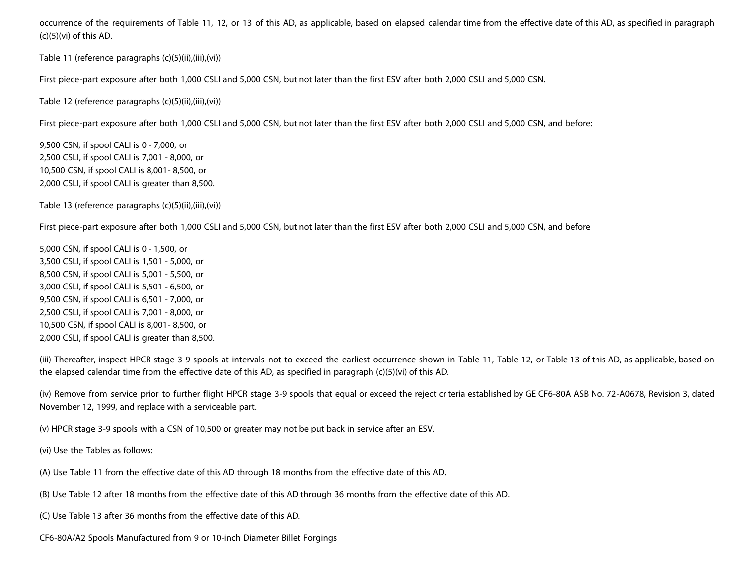occurrence of the requirements of Table 11, 12, or 13 of this AD, as applicable, based on elapsed calendar time from the effective date of this AD, as specified in paragraph (c)(5)(vi) of this AD.

Table 11 (reference paragraphs (c)(5)(ii),(iii),(vi))

First piece-part exposure after both 1,000 CSLI and 5,000 CSN, but not later than the first ESV after both 2,000 CSLI and 5,000 CSN.

Table 12 (reference paragraphs (c)(5)(ii),(iii),(vi))

First piece-part exposure after both 1,000 CSLI and 5,000 CSN, but not later than the first ESV after both 2,000 CSLI and 5,000 CSN, and before:

9,500 CSN, if spool CALI is 0 - 7,000, or  
2,500 CSLI, if spool CALI is 7,001 - 8,000, or  
10,500 CSN, if spool CALI is 8,001- 8,500, or  
2,000 CSLI, if spool CALI is greater than 8,500.

Table 13 (reference paragraphs (c)(5)(ii),(iii),(vi))

First piece-part exposure after both 1,000 CSLI and 5,000 CSN, but not later than the first ESV after both 2,000 CSLI and 5,000 CSN, and before

5,000 CSN, if spool CALI is 0 - 1,500, or  
3,500 CSLI, if spool CALI is 1,501 - 5,000, or  
8,500 CSN, if spool CALI is 5,001 - 5,500, or  
3,000 CSLI, if spool CALI is 5,501 - 6,500, or  
9,500 CSN, if spool CALI is 6,501 - 7,000, or  
2,500 CSLI, if spool CALI is 7,001 - 8,000, or  
10,500 CSN, if spool CALI is 8,001- 8,500, or  
2,000 CSLI, if spool CALI is greater than 8,500.

(iii) Thereafter, inspect HPCR stage 3-9 spools at intervals not to exceed the earliest occurrence shown in Table 11, Table 12, or Table 13 of this AD, as applicable, based on the elapsed calendar time from the effective date of this AD, as specified in paragraph (c)(5)(vi) of this AD.

(iv) Remove from service prior to further flight HPCR stage 3-9 spools that equal or exceed the reject criteria established by GE CF6-80A ASB No. 72-A0678, Revision 3, dated November 12, 1999, and replace with a serviceable part.

(v) HPCR stage 3-9 spools with a CSN of 10,500 or greater may not be put back in service after an ESV.

(vi) Use the Tables as follows:

(A) Use Table 11 from the effective date of this AD through 18 months from the effective date of this AD.

(B) Use Table 12 after 18 months from the effective date of this AD through 36 months from the effective date of this AD.

(C) Use Table 13 after 36 months from the effective date of this AD.

CF6-80A/A2 Spools Manufactured from 9 or 10-inch Diameter Billet Forgings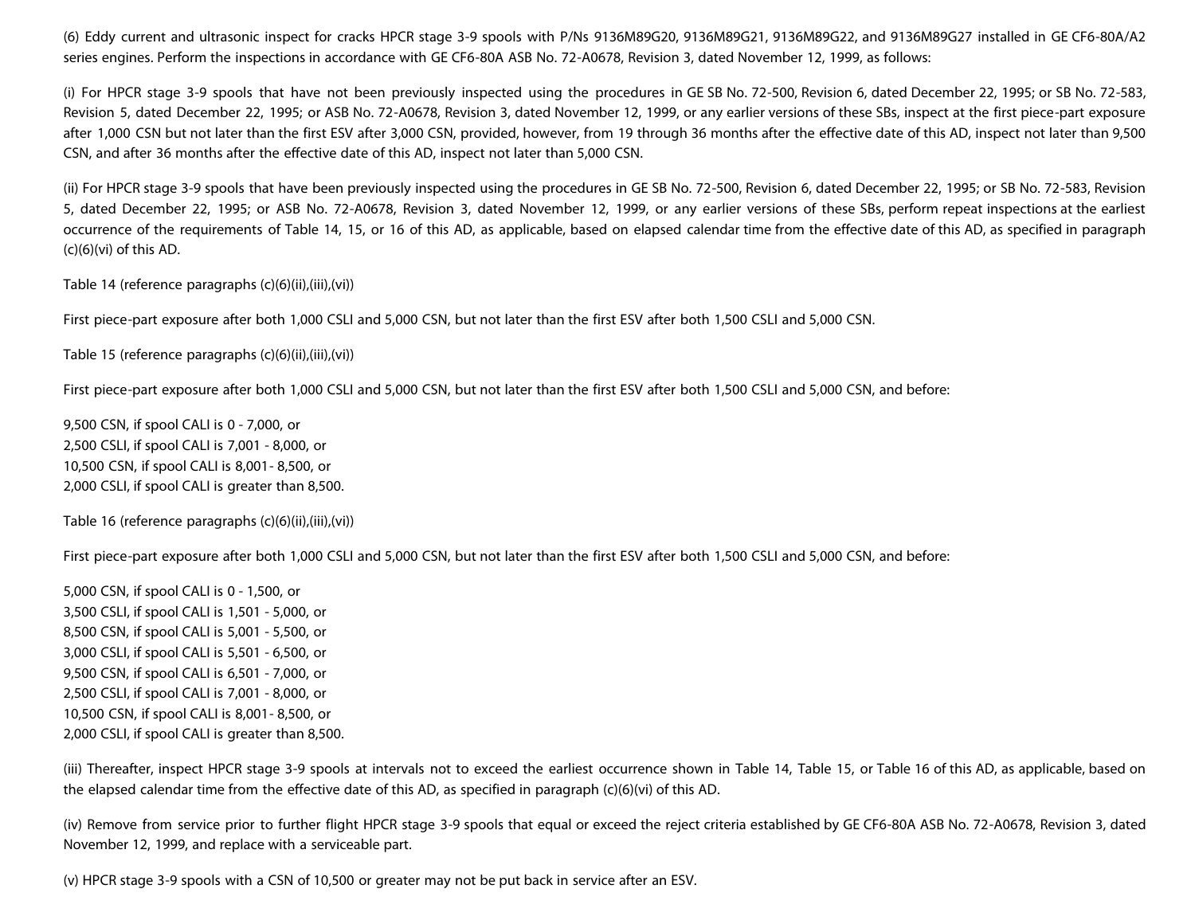(6) Eddy current and ultrasonic inspect for cracks HPCR stage 3-9 spools with P/Ns 9136M89G20, 9136M89G21, 9136M89G22, and 9136M89G27 installed in GE CF6-80A/A2 series engines. Perform the inspections in accordance with GE CF6-80A ASB No. 72-A0678, Revision 3, dated November 12, 1999, as follows:

(i) For HPCR stage 3-9 spools that have not been previously inspected using the procedures in GE SB No. 72-500, Revision 6, dated December 22, 1995; or SB No. 72-583, Revision 5, dated December 22, 1995; or ASB No. 72-A0678, Revision 3, dated November 12, 1999, or any earlier versions of these SBs, inspect at the first piece-part exposure after 1,000 CSN but not later than the first ESV after 3,000 CSN, provided, however, from 19 through 36 months after the effective date of this AD, inspect not later than 9,500 CSN, and after 36 months after the effective date of this AD, inspect not later than 5,000 CSN.

(ii) For HPCR stage 3-9 spools that have been previously inspected using the procedures in GE SB No. 72-500, Revision 6, dated December 22, 1995; or SB No. 72-583, Revision 5, dated December 22, 1995; or ASB No. 72-A0678, Revision 3, dated November 12, 1999, or any earlier versions of these SBs, perform repeat inspections at the earliest occurrence of the requirements of Table 14, 15, or 16 of this AD, as applicable, based on elapsed calendar time from the effective date of this AD, as specified in paragraph (c)(6)(vi) of this AD.

Table 14 (reference paragraphs (c)(6)(ii),(iii),(vi))

First piece-part exposure after both 1,000 CSLI and 5,000 CSN, but not later than the first ESV after both 1,500 CSLI and 5,000 CSN.

Table 15 (reference paragraphs (c)(6)(ii),(iii),(vi))

First piece-part exposure after both 1,000 CSLI and 5,000 CSN, but not later than the first ESV after both 1,500 CSLI and 5,000 CSN, and before:

9,500 CSN, if spool CALI is 0 - 7,000, or
2,500 CSLI, if spool CALI is 7,001 - 8,000, or
10,500 CSN, if spool CALI is 8,001- 8,500, or
2,000 CSLI, if spool CALI is greater than 8,500.

Table 16 (reference paragraphs (c)(6)(ii),(iii),(vi))

First piece-part exposure after both 1,000 CSLI and 5,000 CSN, but not later than the first ESV after both 1,500 CSLI and 5,000 CSN, and before:

5,000 CSN, if spool CALI is 0 - 1,500, or
3,500 CSLI, if spool CALI is 1,501 - 5,000, or
8,500 CSN, if spool CALI is 5,001 - 5,500, or
3,000 CSLI, if spool CALI is 5,501 - 6,500, or
9,500 CSN, if spool CALI is 6,501 - 7,000, or
2,500 CSLI, if spool CALI is 7,001 - 8,000, or
10,500 CSN, if spool CALI is 8,001- 8,500, or
2,000 CSLI, if spool CALI is greater than 8,500.

(iii) Thereafter, inspect HPCR stage 3-9 spools at intervals not to exceed the earliest occurrence shown in Table 14, Table 15, or Table 16 of this AD, as applicable, based on the elapsed calendar time from the effective date of this AD, as specified in paragraph (c)(6)(vi) of this AD.

(iv) Remove from service prior to further flight HPCR stage 3-9 spools that equal or exceed the reject criteria established by GE CF6-80A ASB No. 72-A0678, Revision 3, dated November 12, 1999, and replace with a serviceable part.

(v) HPCR stage 3-9 spools with a CSN of 10,500 or greater may not be put back in service after an ESV.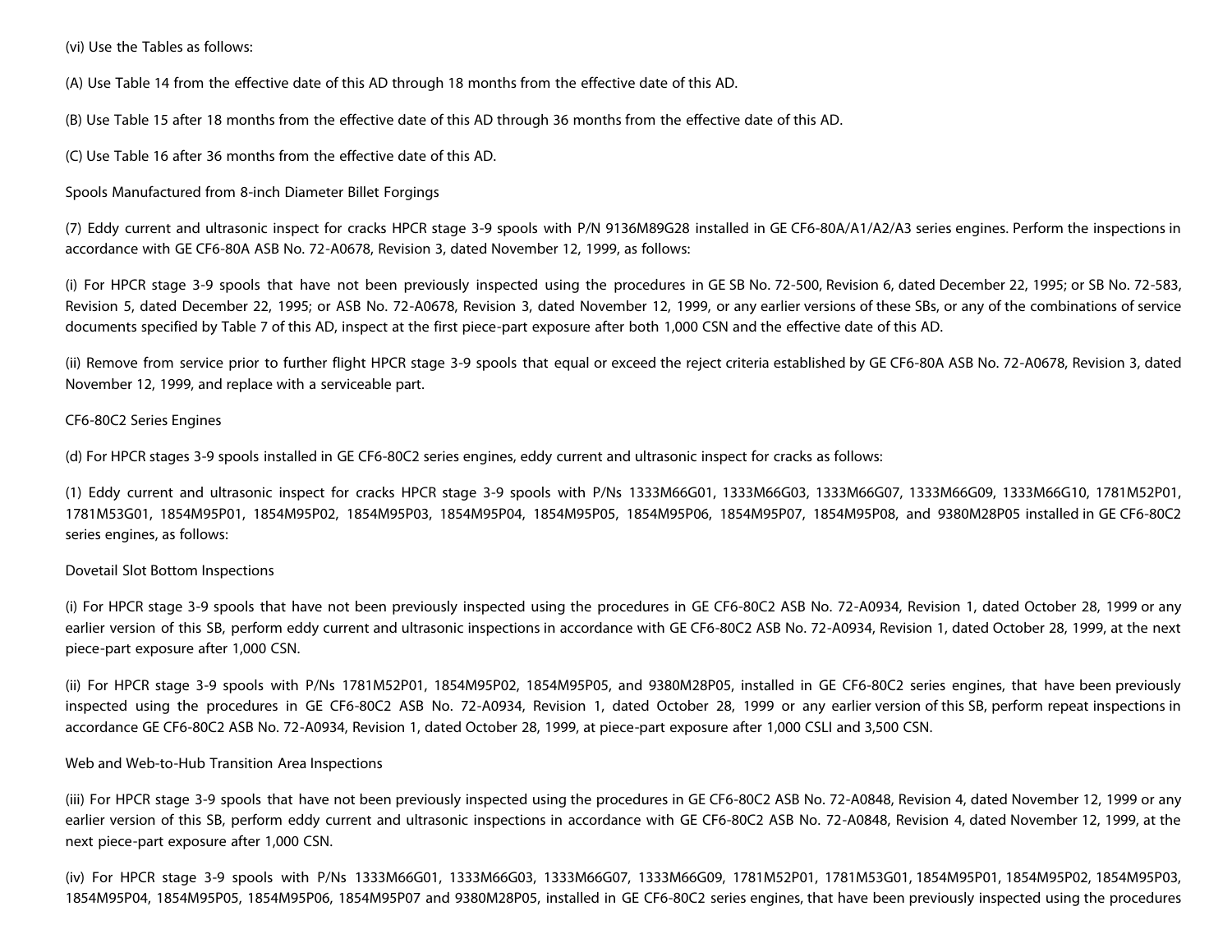(vi) Use the Tables as follows:

(A) Use Table 14 from the effective date of this AD through 18 months from the effective date of this AD.

(B) Use Table 15 after 18 months from the effective date of this AD through 36 months from the effective date of this AD.

(C) Use Table 16 after 36 months from the effective date of this AD.

Spools Manufactured from 8-inch Diameter Billet Forgings

(7) Eddy current and ultrasonic inspect for cracks HPCR stage 3-9 spools with P/N 9136M89G28 installed in GE CF6-80A/A1/A2/A3 series engines. Perform the inspections in accordance with GE CF6-80A ASB No. 72-A0678, Revision 3, dated November 12, 1999, as follows:

(i) For HPCR stage 3-9 spools that have not been previously inspected using the procedures in GE SB No. 72-500, Revision 6, dated December 22, 1995; or SB No. 72-583, Revision 5, dated December 22, 1995; or ASB No. 72-A0678, Revision 3, dated November 12, 1999, or any earlier versions of these SBs, or any of the combinations of service documents specified by Table 7 of this AD, inspect at the first piece-part exposure after both 1,000 CSN and the effective date of this AD.

(ii) Remove from service prior to further flight HPCR stage 3-9 spools that equal or exceed the reject criteria established by GE CF6-80A ASB No. 72-A0678, Revision 3, dated November 12, 1999, and replace with a serviceable part.

CF6-80C2 Series Engines

(d) For HPCR stages 3-9 spools installed in GE CF6-80C2 series engines, eddy current and ultrasonic inspect for cracks as follows:

(1) Eddy current and ultrasonic inspect for cracks HPCR stage 3-9 spools with P/Ns 1333M66G01, 1333M66G03, 1333M66G07, 1333M66G09, 1333M66G10, 1781M52P01, 1781M53G01, 1854M95P01, 1854M95P02, 1854M95P03, 1854M95P04, 1854M95P05, 1854M95P06, 1854M95P07, 1854M95P08, and 9380M28P05 installed in GE CF6-80C2 series engines, as follows:

Dovetail Slot Bottom Inspections

(i) For HPCR stage 3-9 spools that have not been previously inspected using the procedures in GE CF6-80C2 ASB No. 72-A0934, Revision 1, dated October 28, 1999 or any earlier version of this SB, perform eddy current and ultrasonic inspections in accordance with GE CF6-80C2 ASB No. 72-A0934, Revision 1, dated October 28, 1999, at the next piece-part exposure after 1,000 CSN.

(ii) For HPCR stage 3-9 spools with P/Ns 1781M52P01, 1854M95P02, 1854M95P05, and 9380M28P05, installed in GE CF6-80C2 series engines, that have been previously inspected using the procedures in GE CF6-80C2 ASB No. 72-A0934, Revision 1, dated October 28, 1999 or any earlier version of this SB, perform repeat inspections in accordance GE CF6-80C2 ASB No. 72-A0934, Revision 1, dated October 28, 1999, at piece-part exposure after 1,000 CSLI and 3,500 CSN.

Web and Web-to-Hub Transition Area Inspections

(iii) For HPCR stage 3-9 spools that have not been previously inspected using the procedures in GE CF6-80C2 ASB No. 72-A0848, Revision 4, dated November 12, 1999 or any earlier version of this SB, perform eddy current and ultrasonic inspections in accordance with GE CF6-80C2 ASB No. 72-A0848, Revision 4, dated November 12, 1999, at the next piece-part exposure after 1,000 CSN.

(iv) For HPCR stage 3-9 spools with P/Ns 1333M66G01, 1333M66G03, 1333M66G07, 1333M66G09, 1781M52P01, 1781M53G01, 1854M95P01, 1854M95P02, 1854M95P03, 1854M95P04, 1854M95P05, 1854M95P06, 1854M95P07 and 9380M28P05, installed in GE CF6-80C2 series engines, that have been previously inspected using the procedures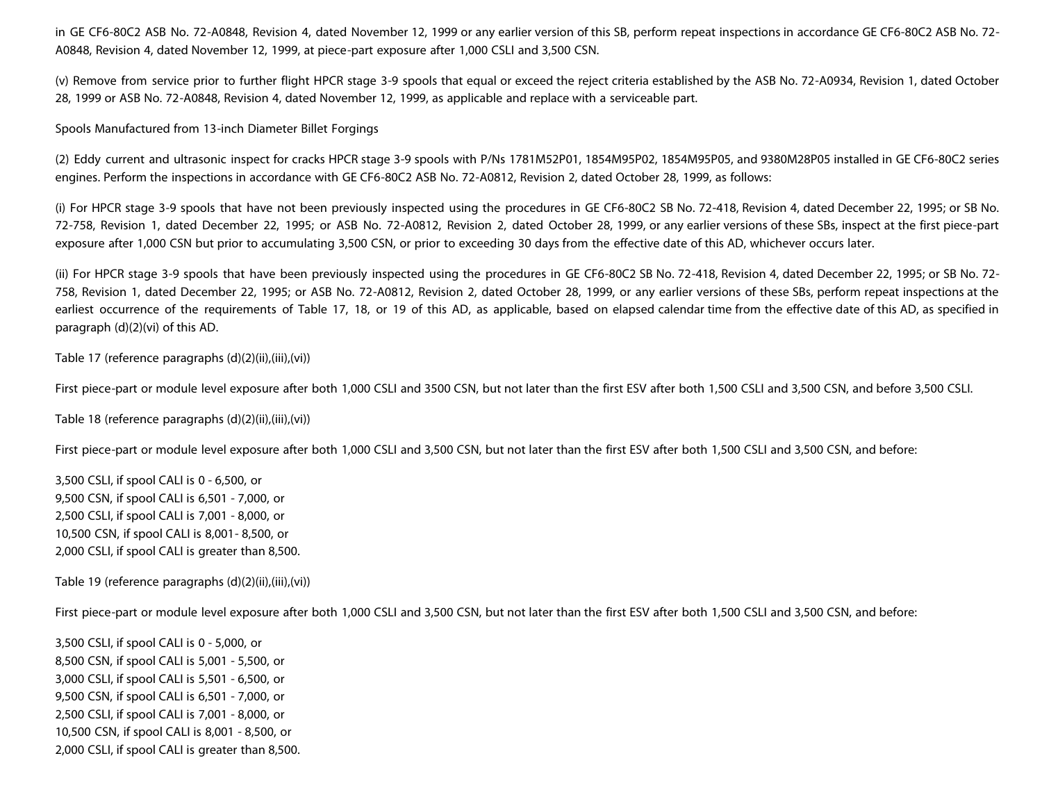in GE CF6-80C2 ASB No. 72-A0848, Revision 4, dated November 12, 1999 or any earlier version of this SB, perform repeat inspections in accordance GE CF6-80C2 ASB No. 72-A0848, Revision 4, dated November 12, 1999, at piece-part exposure after 1,000 CSLI and 3,500 CSN.

(v) Remove from service prior to further flight HPCR stage 3-9 spools that equal or exceed the reject criteria established by the ASB No. 72-A0934, Revision 1, dated October 28, 1999 or ASB No. 72-A0848, Revision 4, dated November 12, 1999, as applicable and replace with a serviceable part.

Spools Manufactured from 13-inch Diameter Billet Forgings

(2) Eddy current and ultrasonic inspect for cracks HPCR stage 3-9 spools with P/Ns 1781M52P01, 1854M95P02, 1854M95P05, and 9380M28P05 installed in GE CF6-80C2 series engines. Perform the inspections in accordance with GE CF6-80C2 ASB No. 72-A0812, Revision 2, dated October 28, 1999, as follows:

(i) For HPCR stage 3-9 spools that have not been previously inspected using the procedures in GE CF6-80C2 SB No. 72-418, Revision 4, dated December 22, 1995; or SB No. 72-758, Revision 1, dated December 22, 1995; or ASB No. 72-A0812, Revision 2, dated October 28, 1999, or any earlier versions of these SBs, inspect at the first piece-part exposure after 1,000 CSN but prior to accumulating 3,500 CSN, or prior to exceeding 30 days from the effective date of this AD, whichever occurs later.

(ii) For HPCR stage 3-9 spools that have been previously inspected using the procedures in GE CF6-80C2 SB No. 72-418, Revision 4, dated December 22, 1995; or SB No. 72-758, Revision 1, dated December 22, 1995; or ASB No. 72-A0812, Revision 2, dated October 28, 1999, or any earlier versions of these SBs, perform repeat inspections at the earliest occurrence of the requirements of Table 17, 18, or 19 of this AD, as applicable, based on elapsed calendar time from the effective date of this AD, as specified in paragraph (d)(2)(vi) of this AD.

Table 17 (reference paragraphs (d)(2)(ii),(iii),(vi))

First piece-part or module level exposure after both 1,000 CSLI and 3500 CSN, but not later than the first ESV after both 1,500 CSLI and 3,500 CSN, and before 3,500 CSLI.

Table 18 (reference paragraphs (d)(2)(ii),(iii),(vi))

First piece-part or module level exposure after both 1,000 CSLI and 3,500 CSN, but not later than the first ESV after both 1,500 CSLI and 3,500 CSN, and before:

3,500 CSLI, if spool CALI is 0 - 6,500, or  
9,500 CSN, if spool CALI is 6,501 - 7,000, or  
2,500 CSLI, if spool CALI is 7,001 - 8,000, or  
10,500 CSN, if spool CALI is 8,001- 8,500, or  
2,000 CSLI, if spool CALI is greater than 8,500.

Table 19 (reference paragraphs (d)(2)(ii),(iii),(vi))

First piece-part or module level exposure after both 1,000 CSLI and 3,500 CSN, but not later than the first ESV after both 1,500 CSLI and 3,500 CSN, and before:

3,500 CSLI, if spool CALI is 0 - 5,000, or  
8,500 CSN, if spool CALI is 5,001 - 5,500, or  
3,000 CSLI, if spool CALI is 5,501 - 6,500, or  
9,500 CSN, if spool CALI is 6,501 - 7,000, or  
2,500 CSLI, if spool CALI is 7,001 - 8,000, or  
10,500 CSN, if spool CALI is 8,001 - 8,500, or  
2,000 CSLI, if spool CALI is greater than 8,500.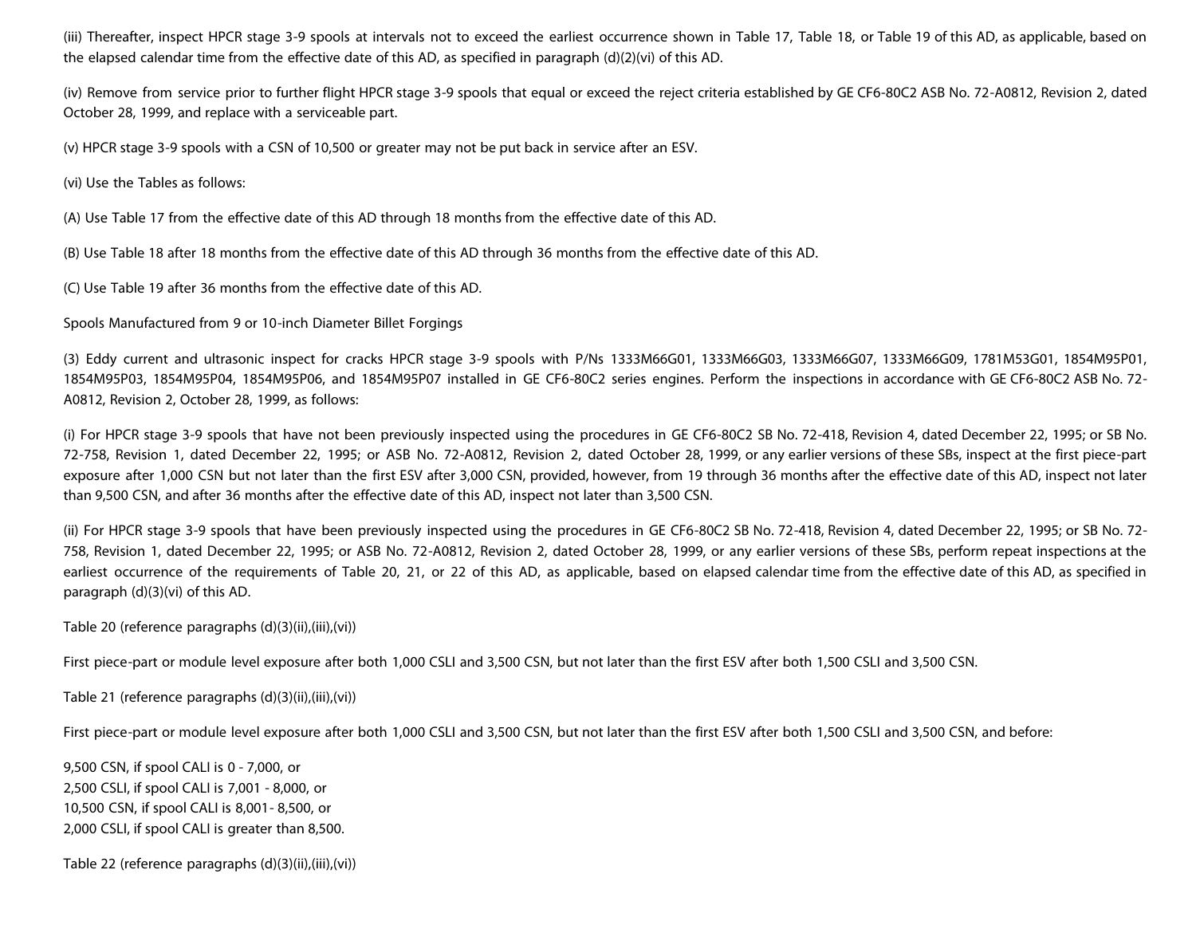(iii) Thereafter, inspect HPCR stage 3-9 spools at intervals not to exceed the earliest occurrence shown in Table 17, Table 18, or Table 19 of this AD, as applicable, based on the elapsed calendar time from the effective date of this AD, as specified in paragraph (d)(2)(vi) of this AD.

(iv) Remove from service prior to further flight HPCR stage 3-9 spools that equal or exceed the reject criteria established by GE CF6-80C2 ASB No. 72-A0812, Revision 2, dated October 28, 1999, and replace with a serviceable part.

(v) HPCR stage 3-9 spools with a CSN of 10,500 or greater may not be put back in service after an ESV.

(vi) Use the Tables as follows:

(A) Use Table 17 from the effective date of this AD through 18 months from the effective date of this AD.

(B) Use Table 18 after 18 months from the effective date of this AD through 36 months from the effective date of this AD.

(C) Use Table 19 after 36 months from the effective date of this AD.

Spools Manufactured from 9 or 10-inch Diameter Billet Forgings

(3) Eddy current and ultrasonic inspect for cracks HPCR stage 3-9 spools with P/Ns 1333M66G01, 1333M66G03, 1333M66G07, 1333M66G09, 1781M53G01, 1854M95P01, 1854M95P03, 1854M95P04, 1854M95P06, and 1854M95P07 installed in GE CF6-80C2 series engines. Perform the inspections in accordance with GE CF6-80C2 ASB No. 72-A0812, Revision 2, October 28, 1999, as follows:

(i) For HPCR stage 3-9 spools that have not been previously inspected using the procedures in GE CF6-80C2 SB No. 72-418, Revision 4, dated December 22, 1995; or SB No. 72-758, Revision 1, dated December 22, 1995; or ASB No. 72-A0812, Revision 2, dated October 28, 1999, or any earlier versions of these SBs, inspect at the first piece-part exposure after 1,000 CSN but not later than the first ESV after 3,000 CSN, provided, however, from 19 through 36 months after the effective date of this AD, inspect not later than 9,500 CSN, and after 36 months after the effective date of this AD, inspect not later than 3,500 CSN.

(ii) For HPCR stage 3-9 spools that have been previously inspected using the procedures in GE CF6-80C2 SB No. 72-418, Revision 4, dated December 22, 1995; or SB No. 72-758, Revision 1, dated December 22, 1995; or ASB No. 72-A0812, Revision 2, dated October 28, 1999, or any earlier versions of these SBs, perform repeat inspections at the earliest occurrence of the requirements of Table 20, 21, or 22 of this AD, as applicable, based on elapsed calendar time from the effective date of this AD, as specified in paragraph (d)(3)(vi) of this AD.

Table 20 (reference paragraphs (d)(3)(ii),(iii),(vi))

First piece-part or module level exposure after both 1,000 CSLI and 3,500 CSN, but not later than the first ESV after both 1,500 CSLI and 3,500 CSN.

Table 21 (reference paragraphs (d)(3)(ii),(iii),(vi))

First piece-part or module level exposure after both 1,000 CSLI and 3,500 CSN, but not later than the first ESV after both 1,500 CSLI and 3,500 CSN, and before:

9,500 CSN, if spool CALI is 0 - 7,000, or
2,500 CSLI, if spool CALI is 7,001 - 8,000, or
10,500 CSN, if spool CALI is 8,001- 8,500, or
2,000 CSLI, if spool CALI is greater than 8,500.

Table 22 (reference paragraphs (d)(3)(ii),(iii),(vi))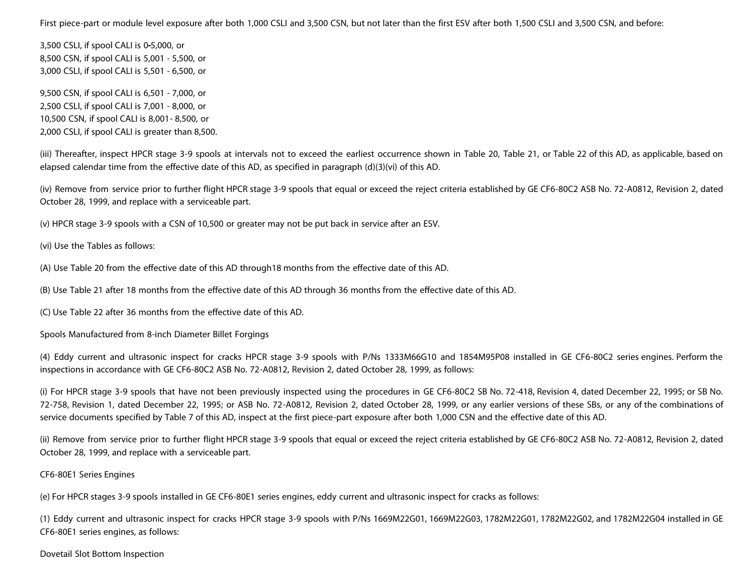First piece-part or module level exposure after both 1,000 CSLI and 3,500 CSN, but not later than the first ESV after both 1,500 CSLI and 3,500 CSN, and before:

3,500 CSLI, if spool CALI is 0-5,000, or
8,500 CSN, if spool CALI is 5,001 - 5,500, or
3,000 CSLI, if spool CALI is 5,501 - 6,500, or

9,500 CSN, if spool CALI is 6,501 - 7,000, or
2,500 CSLI, if spool CALI is 7,001 - 8,000, or
10,500 CSN, if spool CALI is 8,001- 8,500, or
2,000 CSLI, if spool CALI is greater than 8,500.

(iii) Thereafter, inspect HPCR stage 3-9 spools at intervals not to exceed the earliest occurrence shown in Table 20, Table 21, or Table 22 of this AD, as applicable, based on elapsed calendar time from the effective date of this AD, as specified in paragraph (d)(3)(vi) of this AD.

(iv) Remove from service prior to further flight HPCR stage 3-9 spools that equal or exceed the reject criteria established by GE CF6-80C2 ASB No. 72-A0812, Revision 2, dated October 28, 1999, and replace with a serviceable part.

(v) HPCR stage 3-9 spools with a CSN of 10,500 or greater may not be put back in service after an ESV.

(vi) Use the Tables as follows:

(A) Use Table 20 from the effective date of this AD through18 months from the effective date of this AD.

(B) Use Table 21 after 18 months from the effective date of this AD through 36 months from the effective date of this AD.

(C) Use Table 22 after 36 months from the effective date of this AD.

Spools Manufactured from 8-inch Diameter Billet Forgings

(4) Eddy current and ultrasonic inspect for cracks HPCR stage 3-9 spools with P/Ns 1333M66G10 and 1854M95P08 installed in GE CF6-80C2 series engines. Perform the inspections in accordance with GE CF6-80C2 ASB No. 72-A0812, Revision 2, dated October 28, 1999, as follows:

(i) For HPCR stage 3-9 spools that have not been previously inspected using the procedures in GE CF6-80C2 SB No. 72-418, Revision 4, dated December 22, 1995; or SB No. 72-758, Revision 1, dated December 22, 1995; or ASB No. 72-A0812, Revision 2, dated October 28, 1999, or any earlier versions of these SBs, or any of the combinations of service documents specified by Table 7 of this AD, inspect at the first piece-part exposure after both 1,000 CSN and the effective date of this AD.

(ii) Remove from service prior to further flight HPCR stage 3-9 spools that equal or exceed the reject criteria established by GE CF6-80C2 ASB No. 72-A0812, Revision 2, dated October 28, 1999, and replace with a serviceable part.

CF6-80E1 Series Engines

(e) For HPCR stages 3-9 spools installed in GE CF6-80E1 series engines, eddy current and ultrasonic inspect for cracks as follows:

(1) Eddy current and ultrasonic inspect for cracks HPCR stage 3-9 spools with P/Ns 1669M22G01, 1669M22G03, 1782M22G01, 1782M22G02, and 1782M22G04 installed in GE CF6-80E1 series engines, as follows:

Dovetail Slot Bottom Inspection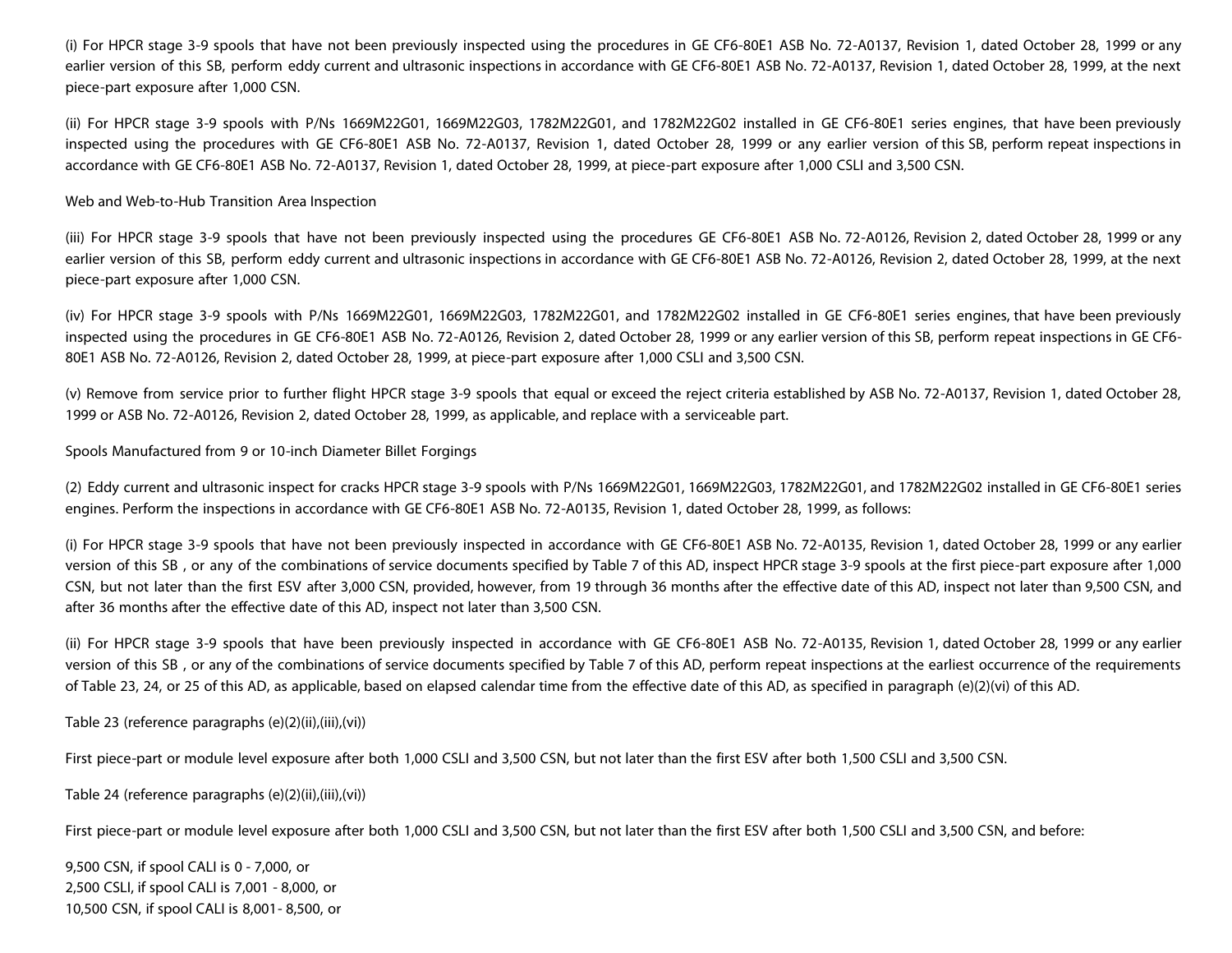(i) For HPCR stage 3-9 spools that have not been previously inspected using the procedures in GE CF6-80E1 ASB No. 72-A0137, Revision 1, dated October 28, 1999 or any earlier version of this SB, perform eddy current and ultrasonic inspections in accordance with GE CF6-80E1 ASB No. 72-A0137, Revision 1, dated October 28, 1999, at the next piece-part exposure after 1,000 CSN.

(ii) For HPCR stage 3-9 spools with P/Ns 1669M22G01, 1669M22G03, 1782M22G01, and 1782M22G02 installed in GE CF6-80E1 series engines, that have been previously inspected using the procedures with GE CF6-80E1 ASB No. 72-A0137, Revision 1, dated October 28, 1999 or any earlier version of this SB, perform repeat inspections in accordance with GE CF6-80E1 ASB No. 72-A0137, Revision 1, dated October 28, 1999, at piece-part exposure after 1,000 CSLI and 3,500 CSN.

Web and Web-to-Hub Transition Area Inspection

(iii) For HPCR stage 3-9 spools that have not been previously inspected using the procedures GE CF6-80E1 ASB No. 72-A0126, Revision 2, dated October 28, 1999 or any earlier version of this SB, perform eddy current and ultrasonic inspections in accordance with GE CF6-80E1 ASB No. 72-A0126, Revision 2, dated October 28, 1999, at the next piece-part exposure after 1,000 CSN.

(iv) For HPCR stage 3-9 spools with P/Ns 1669M22G01, 1669M22G03, 1782M22G01, and 1782M22G02 installed in GE CF6-80E1 series engines, that have been previously inspected using the procedures in GE CF6-80E1 ASB No. 72-A0126, Revision 2, dated October 28, 1999 or any earlier version of this SB, perform repeat inspections in GE CF6-80E1 ASB No. 72-A0126, Revision 2, dated October 28, 1999, at piece-part exposure after 1,000 CSLI and 3,500 CSN.

(v) Remove from service prior to further flight HPCR stage 3-9 spools that equal or exceed the reject criteria established by ASB No. 72-A0137, Revision 1, dated October 28, 1999 or ASB No. 72-A0126, Revision 2, dated October 28, 1999, as applicable, and replace with a serviceable part.

Spools Manufactured from 9 or 10-inch Diameter Billet Forgings

(2) Eddy current and ultrasonic inspect for cracks HPCR stage 3-9 spools with P/Ns 1669M22G01, 1669M22G03, 1782M22G01, and 1782M22G02 installed in GE CF6-80E1 series engines. Perform the inspections in accordance with GE CF6-80E1 ASB No. 72-A0135, Revision 1, dated October 28, 1999, as follows:

(i) For HPCR stage 3-9 spools that have not been previously inspected in accordance with GE CF6-80E1 ASB No. 72-A0135, Revision 1, dated October 28, 1999 or any earlier version of this SB , or any of the combinations of service documents specified by Table 7 of this AD, inspect HPCR stage 3-9 spools at the first piece-part exposure after 1,000 CSN, but not later than the first ESV after 3,000 CSN, provided, however, from 19 through 36 months after the effective date of this AD, inspect not later than 9,500 CSN, and after 36 months after the effective date of this AD, inspect not later than 3,500 CSN.

(ii) For HPCR stage 3-9 spools that have been previously inspected in accordance with GE CF6-80E1 ASB No. 72-A0135, Revision 1, dated October 28, 1999 or any earlier version of this SB , or any of the combinations of service documents specified by Table 7 of this AD, perform repeat inspections at the earliest occurrence of the requirements of Table 23, 24, or 25 of this AD, as applicable, based on elapsed calendar time from the effective date of this AD, as specified in paragraph (e)(2)(vi) of this AD.

Table 23 (reference paragraphs (e)(2)(ii),(iii),(vi))

First piece-part or module level exposure after both 1,000 CSLI and 3,500 CSN, but not later than the first ESV after both 1,500 CSLI and 3,500 CSN.

Table 24 (reference paragraphs (e)(2)(ii),(iii),(vi))

First piece-part or module level exposure after both 1,000 CSLI and 3,500 CSN, but not later than the first ESV after both 1,500 CSLI and 3,500 CSN, and before:

9,500 CSN, if spool CALI is 0 - 7,000, or  
2,500 CSLI, if spool CALI is 7,001 - 8,000, or  
10,500 CSN, if spool CALI is 8,001- 8,500, or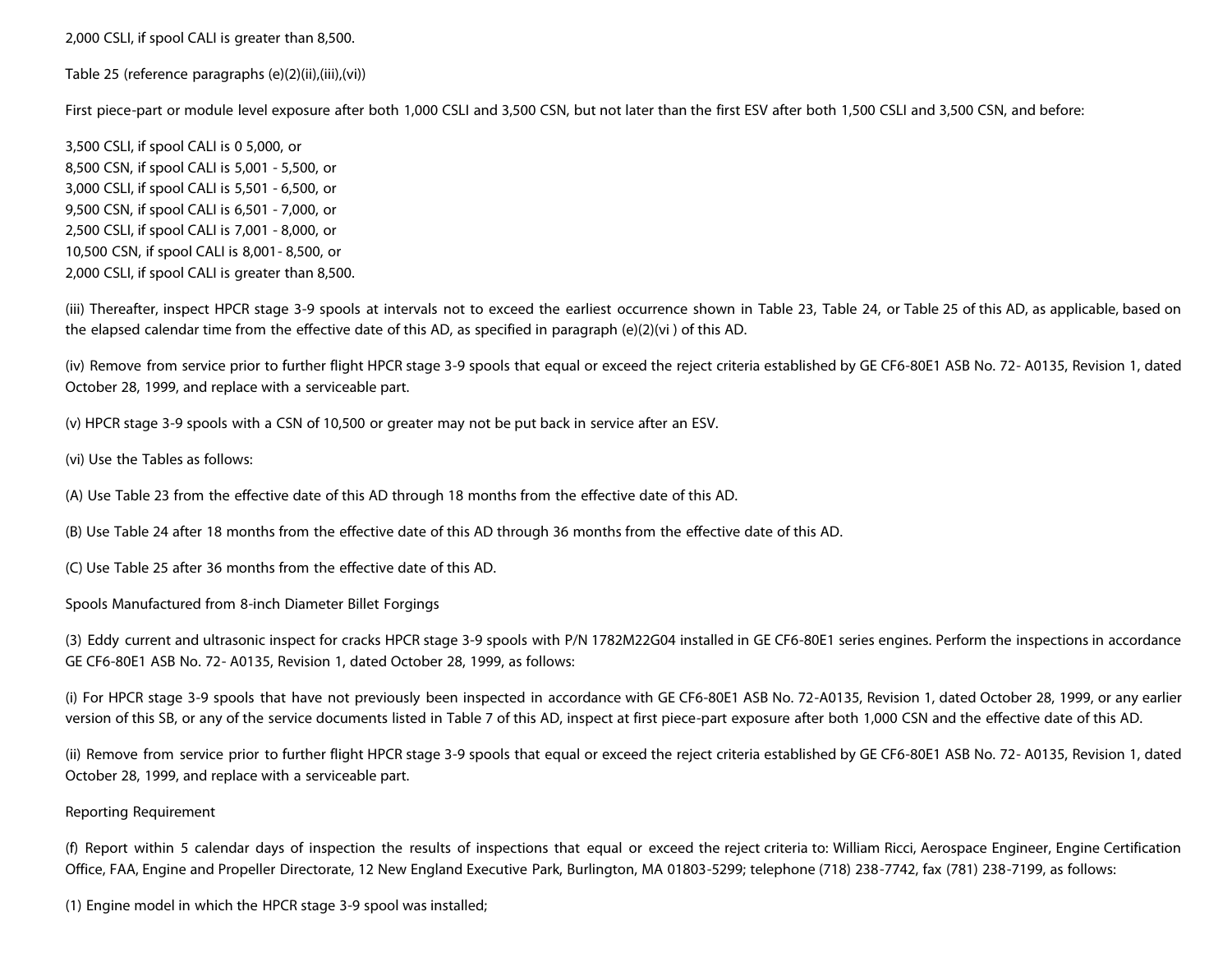2,000 CSLI, if spool CALI is greater than 8,500.

Table 25 (reference paragraphs (e)(2)(ii),(iii),(vi))

First piece-part or module level exposure after both 1,000 CSLI and 3,500 CSN, but not later than the first ESV after both 1,500 CSLI and 3,500 CSN, and before:

3,500 CSLI, if spool CALI is 0 5,000, or
8,500 CSN, if spool CALI is 5,001 - 5,500, or
3,000 CSLI, if spool CALI is 5,501 - 6,500, or
9,500 CSN, if spool CALI is 6,501 - 7,000, or
2,500 CSLI, if spool CALI is 7,001 - 8,000, or
10,500 CSN, if spool CALI is 8,001- 8,500, or
2,000 CSLI, if spool CALI is greater than 8,500.

(iii) Thereafter, inspect HPCR stage 3-9 spools at intervals not to exceed the earliest occurrence shown in Table 23, Table 24, or Table 25 of this AD, as applicable, based on the elapsed calendar time from the effective date of this AD, as specified in paragraph (e)(2)(vi ) of this AD.

(iv) Remove from service prior to further flight HPCR stage 3-9 spools that equal or exceed the reject criteria established by GE CF6-80E1 ASB No. 72- A0135, Revision 1, dated October 28, 1999, and replace with a serviceable part.

(v) HPCR stage 3-9 spools with a CSN of 10,500 or greater may not be put back in service after an ESV.

(vi) Use the Tables as follows:

(A) Use Table 23 from the effective date of this AD through 18 months from the effective date of this AD.

(B) Use Table 24 after 18 months from the effective date of this AD through 36 months from the effective date of this AD.

(C) Use Table 25 after 36 months from the effective date of this AD.

Spools Manufactured from 8-inch Diameter Billet Forgings

(3) Eddy current and ultrasonic inspect for cracks HPCR stage 3-9 spools with P/N 1782M22G04 installed in GE CF6-80E1 series engines. Perform the inspections in accordance GE CF6-80E1 ASB No. 72- A0135, Revision 1, dated October 28, 1999, as follows:

(i) For HPCR stage 3-9 spools that have not previously been inspected in accordance with GE CF6-80E1 ASB No. 72-A0135, Revision 1, dated October 28, 1999, or any earlier version of this SB, or any of the service documents listed in Table 7 of this AD, inspect at first piece-part exposure after both 1,000 CSN and the effective date of this AD.

(ii) Remove from service prior to further flight HPCR stage 3-9 spools that equal or exceed the reject criteria established by GE CF6-80E1 ASB No. 72- A0135, Revision 1, dated October 28, 1999, and replace with a serviceable part.

Reporting Requirement

(f) Report within 5 calendar days of inspection the results of inspections that equal or exceed the reject criteria to: William Ricci, Aerospace Engineer, Engine Certification Office, FAA, Engine and Propeller Directorate, 12 New England Executive Park, Burlington, MA 01803-5299; telephone (718) 238-7742, fax (781) 238-7199, as follows:

(1) Engine model in which the HPCR stage 3-9 spool was installed;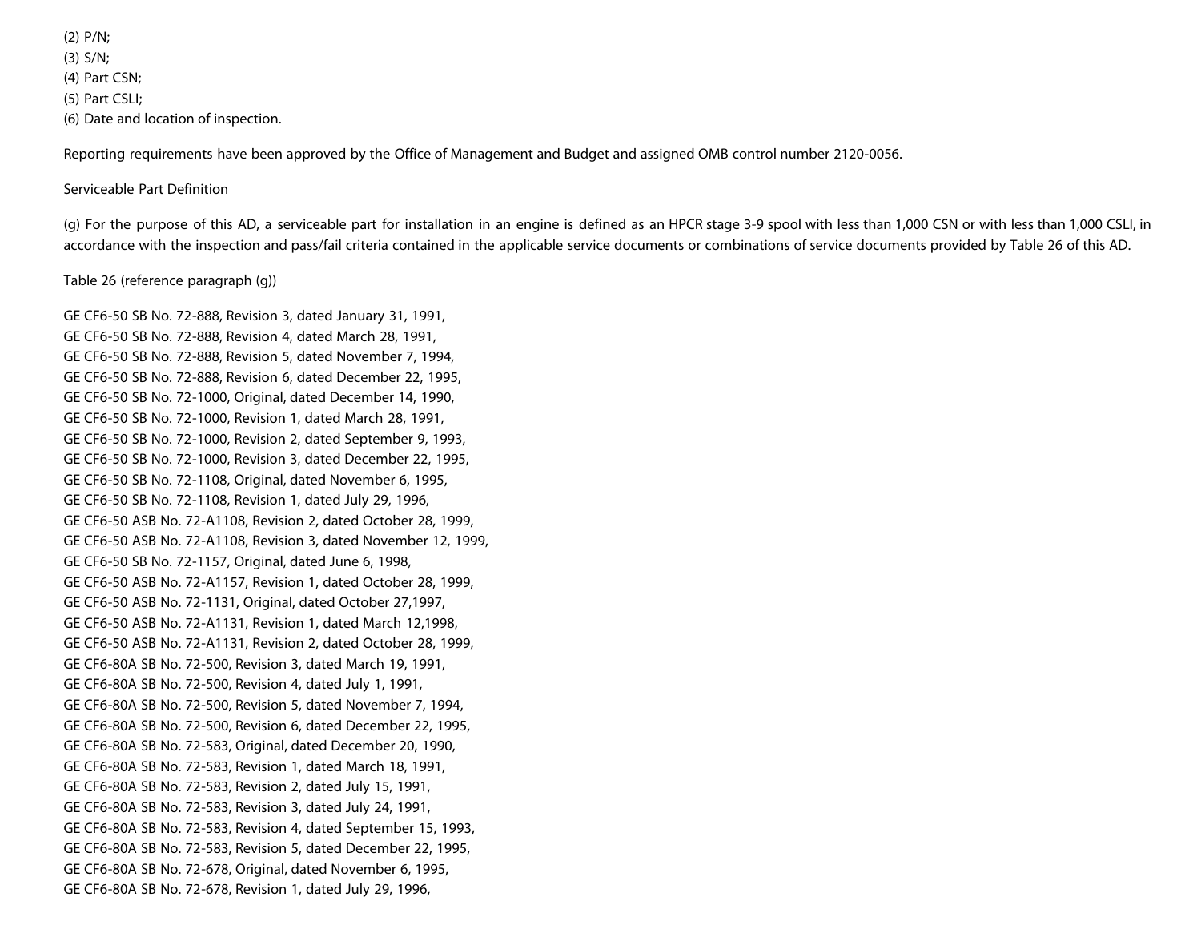(2) P/N;
(3) S/N;
(4) Part CSN;
(5) Part CSLI;
(6) Date and location of inspection.

Reporting requirements have been approved by the Office of Management and Budget and assigned OMB control number 2120-0056.

Serviceable Part Definition

(g) For the purpose of this AD, a serviceable part for installation in an engine is defined as an HPCR stage 3-9 spool with less than 1,000 CSN or with less than 1,000 CSLI, in accordance with the inspection and pass/fail criteria contained in the applicable service documents or combinations of service documents provided by Table 26 of this AD.

Table 26 (reference paragraph (g))

GE CF6-50 SB No. 72-888, Revision 3, dated January 31, 1991,
GE CF6-50 SB No. 72-888, Revision 4, dated March 28, 1991,
GE CF6-50 SB No. 72-888, Revision 5, dated November 7, 1994,
GE CF6-50 SB No. 72-888, Revision 6, dated December 22, 1995,
GE CF6-50 SB No. 72-1000, Original, dated December 14, 1990,
GE CF6-50 SB No. 72-1000, Revision 1, dated March 28, 1991,
GE CF6-50 SB No. 72-1000, Revision 2, dated September 9, 1993,
GE CF6-50 SB No. 72-1000, Revision 3, dated December 22, 1995,
GE CF6-50 SB No. 72-1108, Original, dated November 6, 1995,
GE CF6-50 SB No. 72-1108, Revision 1, dated July 29, 1996,
GE CF6-50 ASB No. 72-A1108, Revision 2, dated October 28, 1999,
GE CF6-50 ASB No. 72-A1108, Revision 3, dated November 12, 1999,
GE CF6-50 SB No. 72-1157, Original, dated June 6, 1998,
GE CF6-50 ASB No. 72-A1157, Revision 1, dated October 28, 1999,
GE CF6-50 ASB No. 72-1131, Original, dated October 27,1997,
GE CF6-50 ASB No. 72-A1131, Revision 1, dated March 12,1998,
GE CF6-50 ASB No. 72-A1131, Revision 2, dated October 28, 1999,
GE CF6-80A SB No. 72-500, Revision 3, dated March 19, 1991,
GE CF6-80A SB No. 72-500, Revision 4, dated July 1, 1991,
GE CF6-80A SB No. 72-500, Revision 5, dated November 7, 1994,
GE CF6-80A SB No. 72-500, Revision 6, dated December 22, 1995,
GE CF6-80A SB No. 72-583, Original, dated December 20, 1990,
GE CF6-80A SB No. 72-583, Revision 1, dated March 18, 1991,
GE CF6-80A SB No. 72-583, Revision 2, dated July 15, 1991,
GE CF6-80A SB No. 72-583, Revision 3, dated July 24, 1991,
GE CF6-80A SB No. 72-583, Revision 4, dated September 15, 1993,
GE CF6-80A SB No. 72-583, Revision 5, dated December 22, 1995,
GE CF6-80A SB No. 72-678, Original, dated November 6, 1995,
GE CF6-80A SB No. 72-678, Revision 1, dated July 29, 1996,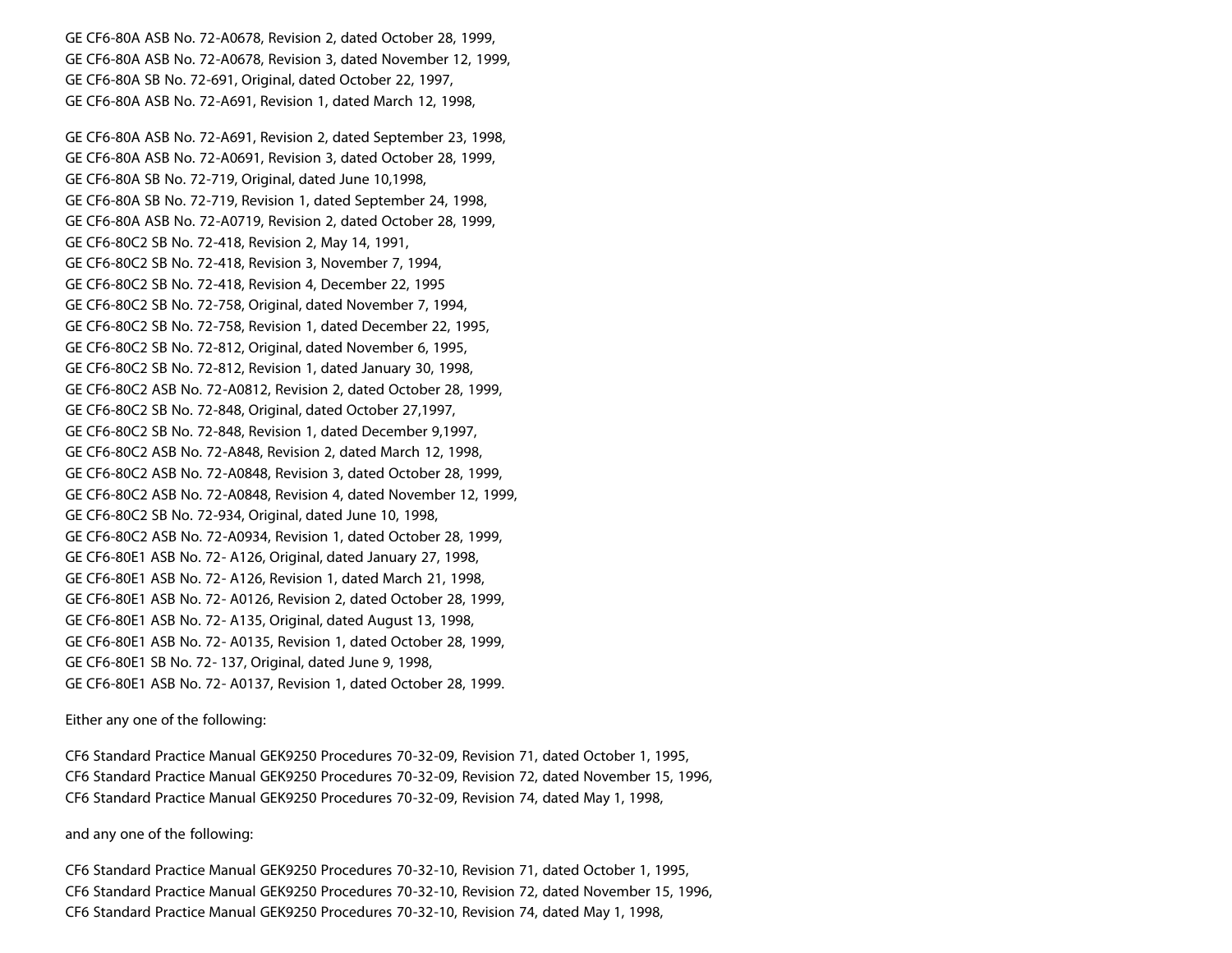GE CF6-80A ASB No. 72-A0678, Revision 2, dated October 28, 1999,
GE CF6-80A ASB No. 72-A0678, Revision 3, dated November 12, 1999,
GE CF6-80A SB No. 72-691, Original, dated October 22, 1997,
GE CF6-80A ASB No. 72-A691, Revision 1, dated March 12, 1998,

GE CF6-80A ASB No. 72-A691, Revision 2, dated September 23, 1998,
GE CF6-80A ASB No. 72-A0691, Revision 3, dated October 28, 1999,
GE CF6-80A SB No. 72-719, Original, dated June 10,1998,
GE CF6-80A SB No. 72-719, Revision 1, dated September 24, 1998,
GE CF6-80A ASB No. 72-A0719, Revision 2, dated October 28, 1999,
GE CF6-80C2 SB No. 72-418, Revision 2, May 14, 1991,
GE CF6-80C2 SB No. 72-418, Revision 3, November 7, 1994,
GE CF6-80C2 SB No. 72-418, Revision 4, December 22, 1995
GE CF6-80C2 SB No. 72-758, Original, dated November 7, 1994,
GE CF6-80C2 SB No. 72-758, Revision 1, dated December 22, 1995,
GE CF6-80C2 SB No. 72-812, Original, dated November 6, 1995,
GE CF6-80C2 SB No. 72-812, Revision 1, dated January 30, 1998,
GE CF6-80C2 ASB No. 72-A0812, Revision 2, dated October 28, 1999,
GE CF6-80C2 SB No. 72-848, Original, dated October 27,1997,
GE CF6-80C2 SB No. 72-848, Revision 1, dated December 9,1997,
GE CF6-80C2 ASB No. 72-A848, Revision 2, dated March 12, 1998,
GE CF6-80C2 ASB No. 72-A0848, Revision 3, dated October 28, 1999,
GE CF6-80C2 ASB No. 72-A0848, Revision 4, dated November 12, 1999,
GE CF6-80C2 SB No. 72-934, Original, dated June 10, 1998,
GE CF6-80C2 ASB No. 72-A0934, Revision 1, dated October 28, 1999,
GE CF6-80E1 ASB No. 72- A126, Original, dated January 27, 1998,
GE CF6-80E1 ASB No. 72- A126, Revision 1, dated March 21, 1998,
GE CF6-80E1 ASB No. 72- A0126, Revision 2, dated October 28, 1999,
GE CF6-80E1 ASB No. 72- A135, Original, dated August 13, 1998,
GE CF6-80E1 ASB No. 72- A0135, Revision 1, dated October 28, 1999,
GE CF6-80E1 SB No. 72- 137, Original, dated June 9, 1998,
GE CF6-80E1 ASB No. 72- A0137, Revision 1, dated October 28, 1999.

Either any one of the following:

CF6 Standard Practice Manual GEK9250 Procedures 70-32-09, Revision 71, dated October 1, 1995,
CF6 Standard Practice Manual GEK9250 Procedures 70-32-09, Revision 72, dated November 15, 1996,
CF6 Standard Practice Manual GEK9250 Procedures 70-32-09, Revision 74, dated May 1, 1998,

and any one of the following:

CF6 Standard Practice Manual GEK9250 Procedures 70-32-10, Revision 71, dated October 1, 1995,
CF6 Standard Practice Manual GEK9250 Procedures 70-32-10, Revision 72, dated November 15, 1996,
CF6 Standard Practice Manual GEK9250 Procedures 70-32-10, Revision 74, dated May 1, 1998,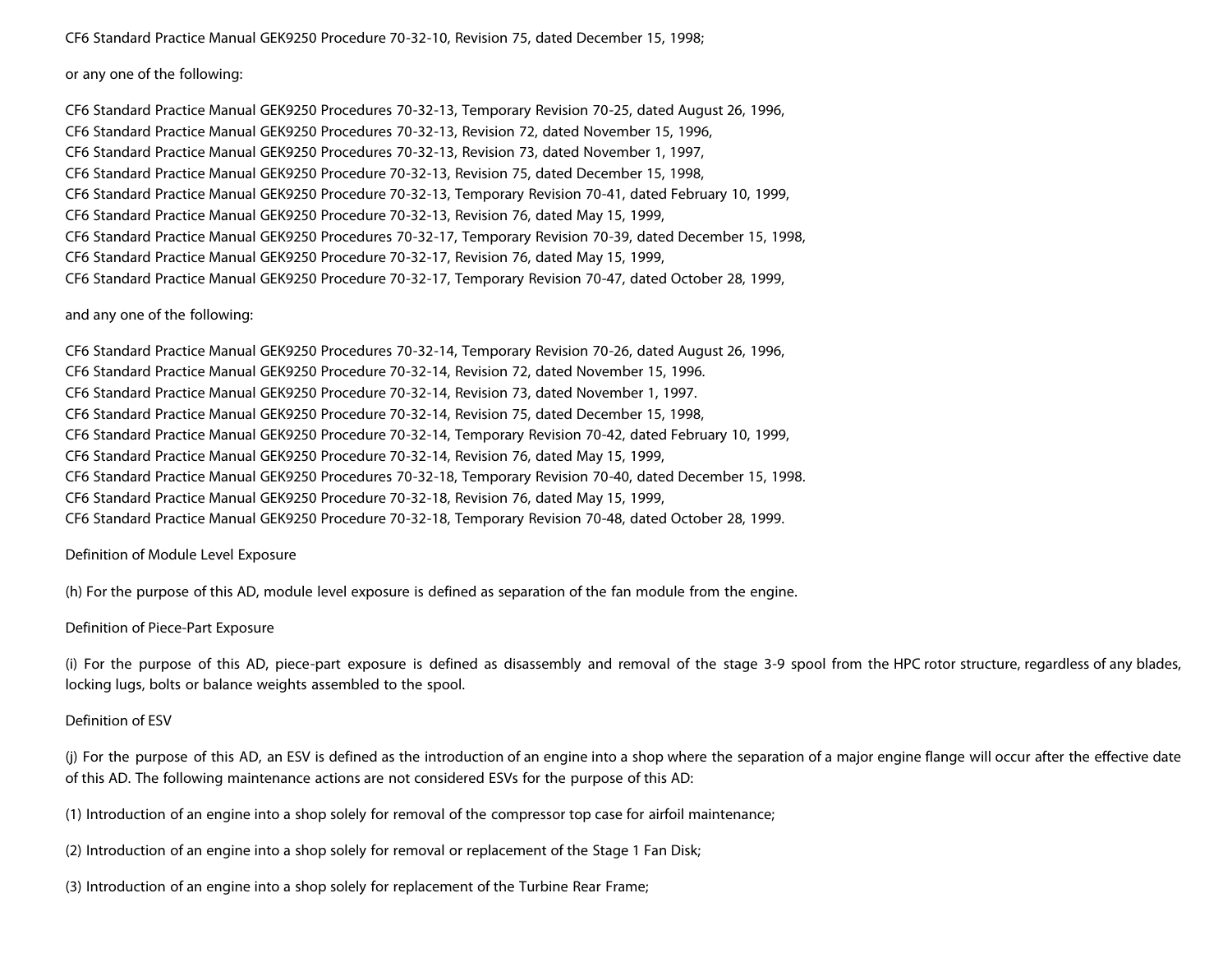CF6 Standard Practice Manual GEK9250 Procedure 70-32-10, Revision 75, dated December 15, 1998;

or any one of the following:

CF6 Standard Practice Manual GEK9250 Procedures 70-32-13, Temporary Revision 70-25, dated August 26, 1996,
CF6 Standard Practice Manual GEK9250 Procedures 70-32-13, Revision 72, dated November 15, 1996,
CF6 Standard Practice Manual GEK9250 Procedures 70-32-13, Revision 73, dated November 1, 1997,
CF6 Standard Practice Manual GEK9250 Procedure 70-32-13, Revision 75, dated December 15, 1998,
CF6 Standard Practice Manual GEK9250 Procedure 70-32-13, Temporary Revision 70-41, dated February 10, 1999,
CF6 Standard Practice Manual GEK9250 Procedure 70-32-13, Revision 76, dated May 15, 1999,
CF6 Standard Practice Manual GEK9250 Procedures 70-32-17, Temporary Revision 70-39, dated December 15, 1998,
CF6 Standard Practice Manual GEK9250 Procedure 70-32-17, Revision 76, dated May 15, 1999,
CF6 Standard Practice Manual GEK9250 Procedure 70-32-17, Temporary Revision 70-47, dated October 28, 1999,

and any one of the following:

CF6 Standard Practice Manual GEK9250 Procedures 70-32-14, Temporary Revision 70-26, dated August 26, 1996,
CF6 Standard Practice Manual GEK9250 Procedure 70-32-14, Revision 72, dated November 15, 1996.
CF6 Standard Practice Manual GEK9250 Procedure 70-32-14, Revision 73, dated November 1, 1997.
CF6 Standard Practice Manual GEK9250 Procedure 70-32-14, Revision 75, dated December 15, 1998,
CF6 Standard Practice Manual GEK9250 Procedure 70-32-14, Temporary Revision 70-42, dated February 10, 1999,
CF6 Standard Practice Manual GEK9250 Procedure 70-32-14, Revision 76, dated May 15, 1999,
CF6 Standard Practice Manual GEK9250 Procedures 70-32-18, Temporary Revision 70-40, dated December 15, 1998.
CF6 Standard Practice Manual GEK9250 Procedure 70-32-18, Revision 76, dated May 15, 1999,
CF6 Standard Practice Manual GEK9250 Procedure 70-32-18, Temporary Revision 70-48, dated October 28, 1999.

Definition of Module Level Exposure

(h) For the purpose of this AD, module level exposure is defined as separation of the fan module from the engine.

Definition of Piece-Part Exposure

(i) For the purpose of this AD, piece-part exposure is defined as disassembly and removal of the stage 3-9 spool from the HPC rotor structure, regardless of any blades, locking lugs, bolts or balance weights assembled to the spool.

Definition of ESV

(j) For the purpose of this AD, an ESV is defined as the introduction of an engine into a shop where the separation of a major engine flange will occur after the effective date of this AD. The following maintenance actions are not considered ESVs for the purpose of this AD:

(1) Introduction of an engine into a shop solely for removal of the compressor top case for airfoil maintenance;

(2) Introduction of an engine into a shop solely for removal or replacement of the Stage 1 Fan Disk;

(3) Introduction of an engine into a shop solely for replacement of the Turbine Rear Frame;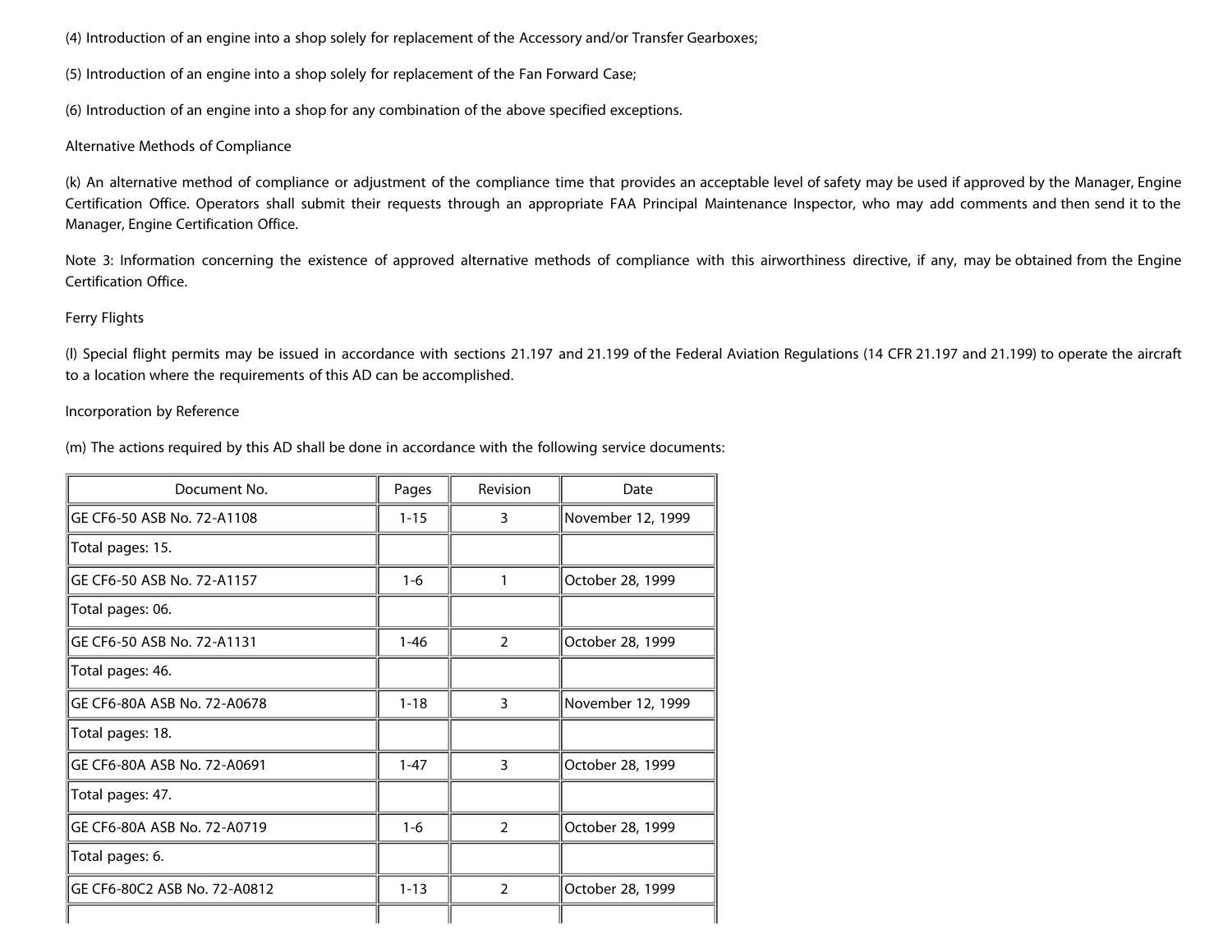(4) Introduction of an engine into a shop solely for replacement of the Accessory and/or Transfer Gearboxes;

(5) Introduction of an engine into a shop solely for replacement of the Fan Forward Case;

(6) Introduction of an engine into a shop for any combination of the above specified exceptions.

Alternative Methods of Compliance

(k) An alternative method of compliance or adjustment of the compliance time that provides an acceptable level of safety may be used if approved by the Manager, Engine Certification Office. Operators shall submit their requests through an appropriate FAA Principal Maintenance Inspector, who may add comments and then send it to the Manager, Engine Certification Office.

Note 3: Information concerning the existence of approved alternative methods of compliance with this airworthiness directive, if any, may be obtained from the Engine Certification Office.

Ferry Flights

(l) Special flight permits may be issued in accordance with sections 21.197 and 21.199 of the Federal Aviation Regulations (14 CFR 21.197 and 21.199) to operate the aircraft to a location where the requirements of this AD can be accomplished.

Incorporation by Reference

(m) The actions required by this AD shall be done in accordance with the following service documents:

| Document No. | Pages | Revision | Date |
|---|---|---|---|
| GE CF6-50 ASB No. 72-A1108 | 1-15 | 3 | November 12, 1999 |
| Total pages: 15. | | | |
| GE CF6-50 ASB No. 72-A1157 | 1-6 | 1 | October 28, 1999 |
| Total pages: 06. | | | |
| GE CF6-50 ASB No. 72-A1131 | 1-46 | 2 | October 28, 1999 |
| Total pages: 46. | | | |
| GE CF6-80A ASB No. 72-A0678 | 1-18 | 3 | November 12, 1999 |
| Total pages: 18. | | | |
| GE CF6-80A ASB No. 72-A0691 | 1-47 | 3 | October 28, 1999 |
| Total pages: 47. | | | |
| GE CF6-80A ASB No. 72-A0719 | 1-6 | 2 | October 28, 1999 |
| Total pages: 6. | | | |
| GE CF6-80C2 ASB No. 72-A0812 | 1-13 | 2 | October 28, 1999 |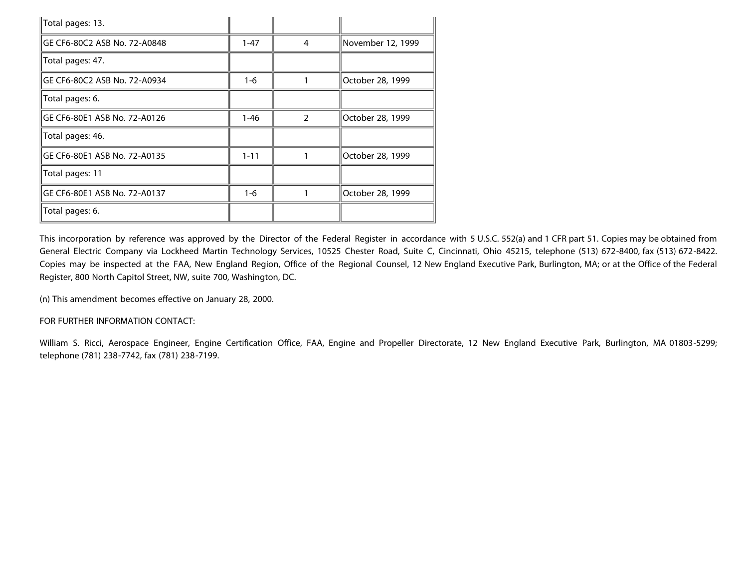| | | | |
|---|---|---|---|
| Total pages: 13. | | | |
| GE CF6-80C2 ASB No. 72-A0848 | 1-47 | 4 | November 12, 1999 |
| Total pages: 47. | | | |
| GE CF6-80C2 ASB No. 72-A0934 | 1-6 | 1 | October 28, 1999 |
| Total pages: 6. | | | |
| GE CF6-80E1 ASB No. 72-A0126 | 1-46 | 2 | October 28, 1999 |
| Total pages: 46. | | | |
| GE CF6-80E1 ASB No. 72-A0135 | 1-11 | 1 | October 28, 1999 |
| Total pages: 11 | | | |
| GE CF6-80E1 ASB No. 72-A0137 | 1-6 | 1 | October 28, 1999 |
| Total pages: 6. | | | |

This incorporation by reference was approved by the Director of the Federal Register in accordance with 5 U.S.C. 552(a) and 1 CFR part 51. Copies may be obtained from General Electric Company via Lockheed Martin Technology Services, 10525 Chester Road, Suite C, Cincinnati, Ohio 45215, telephone (513) 672-8400, fax (513) 672-8422. Copies may be inspected at the FAA, New England Region, Office of the Regional Counsel, 12 New England Executive Park, Burlington, MA; or at the Office of the Federal Register, 800 North Capitol Street, NW, suite 700, Washington, DC.

(n) This amendment becomes effective on January 28, 2000.

FOR FURTHER INFORMATION CONTACT:

William S. Ricci, Aerospace Engineer, Engine Certification Office, FAA, Engine and Propeller Directorate, 12 New England Executive Park, Burlington, MA 01803-5299; telephone (781) 238-7742, fax (781) 238-7199.